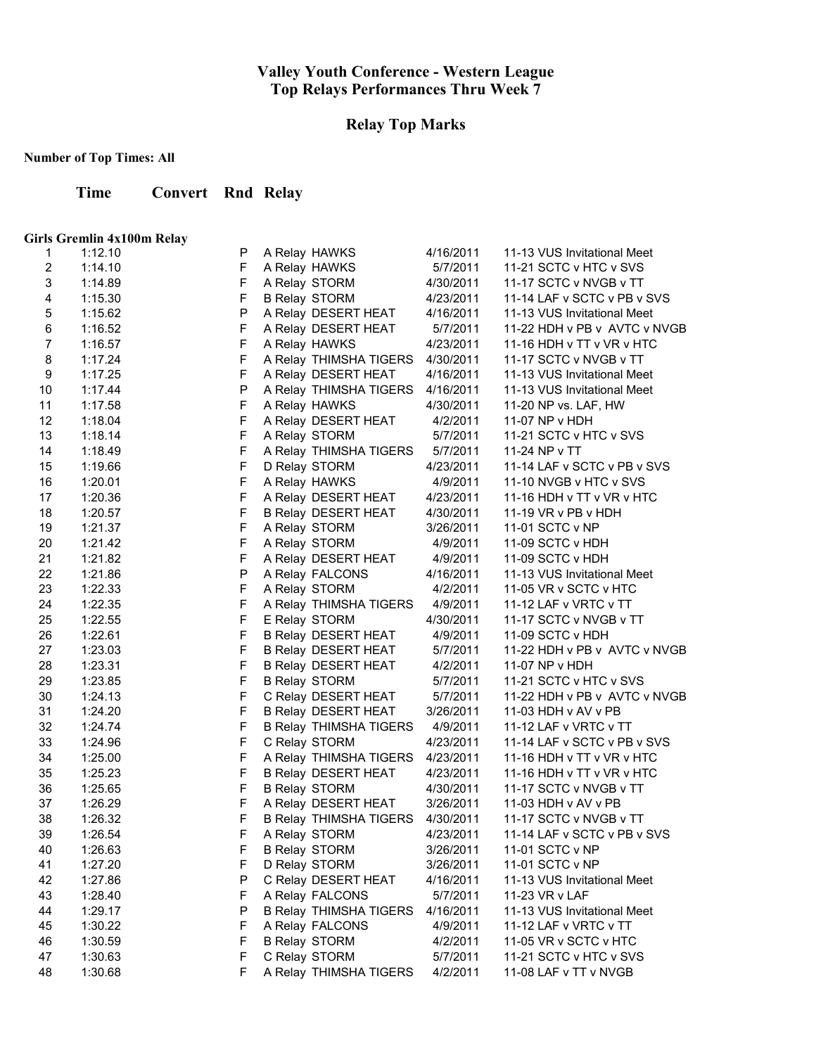# Valley Youth Conference - Western League
# Top Relays Performances Thru Week 7

## Relay Top Marks

**Number of Top Times: All**

### Girls Gremlin 4x100m Relay

| | Time | Convert | Rnd | Relay | | Date | Meet |
|---|---|---|---|---|---|---|---|
| 1 | 1:12.10 | | P | A Relay | HAWKS | 4/16/2011 | 11-13 VUS Invitational Meet |
| 2 | 1:14.10 | | F | A Relay | HAWKS | 5/7/2011 | 11-21 SCTC v HTC v SVS |
| 3 | 1:14.89 | | F | A Relay | STORM | 4/30/2011 | 11-17 SCTC v NVGB v TT |
| 4 | 1:15.30 | | F | B Relay | STORM | 4/23/2011 | 11-14 LAF v SCTC v PB v SVS |
| 5 | 1:15.62 | | P | A Relay | DESERT HEAT | 4/16/2011 | 11-13 VUS Invitational Meet |
| 6 | 1:16.52 | | F | A Relay | DESERT HEAT | 5/7/2011 | 11-22 HDH v PB v AVTC v NVGB |
| 7 | 1:16.57 | | F | A Relay | HAWKS | 4/23/2011 | 11-16 HDH v TT v VR v HTC |
| 8 | 1:17.24 | | F | A Relay | THIMSHA TIGERS | 4/30/2011 | 11-17 SCTC v NVGB v TT |
| 9 | 1:17.25 | | F | A Relay | DESERT HEAT | 4/16/2011 | 11-13 VUS Invitational Meet |
| 10 | 1:17.44 | | P | A Relay | THIMSHA TIGERS | 4/16/2011 | 11-13 VUS Invitational Meet |
| 11 | 1:17.58 | | F | A Relay | HAWKS | 4/30/2011 | 11-20 NP vs. LAF, HW |
| 12 | 1:18.04 | | F | A Relay | DESERT HEAT | 4/2/2011 | 11-07 NP v HDH |
| 13 | 1:18.14 | | F | A Relay | STORM | 5/7/2011 | 11-21 SCTC v HTC v SVS |
| 14 | 1:18.49 | | F | A Relay | THIMSHA TIGERS | 5/7/2011 | 11-24 NP v TT |
| 15 | 1:19.66 | | F | D Relay | STORM | 4/23/2011 | 11-14 LAF v SCTC v PB v SVS |
| 16 | 1:20.01 | | F | A Relay | HAWKS | 4/9/2011 | 11-10 NVGB v HTC v SVS |
| 17 | 1:20.36 | | F | A Relay | DESERT HEAT | 4/23/2011 | 11-16 HDH v TT v VR v HTC |
| 18 | 1:20.57 | | F | B Relay | DESERT HEAT | 4/30/2011 | 11-19 VR v PB v HDH |
| 19 | 1:21.37 | | F | A Relay | STORM | 3/26/2011 | 11-01 SCTC v NP |
| 20 | 1:21.42 | | F | A Relay | STORM | 4/9/2011 | 11-09 SCTC v HDH |
| 21 | 1:21.82 | | F | A Relay | DESERT HEAT | 4/9/2011 | 11-09 SCTC v HDH |
| 22 | 1:21.86 | | P | A Relay | FALCONS | 4/16/2011 | 11-13 VUS Invitational Meet |
| 23 | 1:22.33 | | F | A Relay | STORM | 4/2/2011 | 11-05 VR v SCTC v HTC |
| 24 | 1:22.35 | | F | A Relay | THIMSHA TIGERS | 4/9/2011 | 11-12 LAF v VRTC v TT |
| 25 | 1:22.55 | | F | E Relay | STORM | 4/30/2011 | 11-17 SCTC v NVGB v TT |
| 26 | 1:22.61 | | F | B Relay | DESERT HEAT | 4/9/2011 | 11-09 SCTC v HDH |
| 27 | 1:23.03 | | F | B Relay | DESERT HEAT | 5/7/2011 | 11-22 HDH v PB v AVTC v NVGB |
| 28 | 1:23.31 | | F | B Relay | DESERT HEAT | 4/2/2011 | 11-07 NP v HDH |
| 29 | 1:23.85 | | F | B Relay | STORM | 5/7/2011 | 11-21 SCTC v HTC v SVS |
| 30 | 1:24.13 | | F | C Relay | DESERT HEAT | 5/7/2011 | 11-22 HDH v PB v AVTC v NVGB |
| 31 | 1:24.20 | | F | B Relay | DESERT HEAT | 3/26/2011 | 11-03 HDH v AV v PB |
| 32 | 1:24.74 | | F | B Relay | THIMSHA TIGERS | 4/9/2011 | 11-12 LAF v VRTC v TT |
| 33 | 1:24.96 | | F | C Relay | STORM | 4/23/2011 | 11-14 LAF v SCTC v PB v SVS |
| 34 | 1:25.00 | | F | A Relay | THIMSHA TIGERS | 4/23/2011 | 11-16 HDH v TT v VR v HTC |
| 35 | 1:25.23 | | F | B Relay | DESERT HEAT | 4/23/2011 | 11-16 HDH v TT v VR v HTC |
| 36 | 1:25.65 | | F | B Relay | STORM | 4/30/2011 | 11-17 SCTC v NVGB v TT |
| 37 | 1:26.29 | | F | A Relay | DESERT HEAT | 3/26/2011 | 11-03 HDH v AV v PB |
| 38 | 1:26.32 | | F | B Relay | THIMSHA TIGERS | 4/30/2011 | 11-17 SCTC v NVGB v TT |
| 39 | 1:26.54 | | F | A Relay | STORM | 4/23/2011 | 11-14 LAF v SCTC v PB v SVS |
| 40 | 1:26.63 | | F | B Relay | STORM | 3/26/2011 | 11-01 SCTC v NP |
| 41 | 1:27.20 | | F | D Relay | STORM | 3/26/2011 | 11-01 SCTC v NP |
| 42 | 1:27.86 | | P | C Relay | DESERT HEAT | 4/16/2011 | 11-13 VUS Invitational Meet |
| 43 | 1:28.40 | | F | A Relay | FALCONS | 5/7/2011 | 11-23 VR v LAF |
| 44 | 1:29.17 | | P | B Relay | THIMSHA TIGERS | 4/16/2011 | 11-13 VUS Invitational Meet |
| 45 | 1:30.22 | | F | A Relay | FALCONS | 4/9/2011 | 11-12 LAF v VRTC v TT |
| 46 | 1:30.59 | | F | B Relay | STORM | 4/2/2011 | 11-05 VR v SCTC v HTC |
| 47 | 1:30.63 | | F | C Relay | STORM | 5/7/2011 | 11-21 SCTC v HTC v SVS |
| 48 | 1:30.68 | | F | A Relay | THIMSHA TIGERS | 4/2/2011 | 11-08 LAF v TT v NVGB |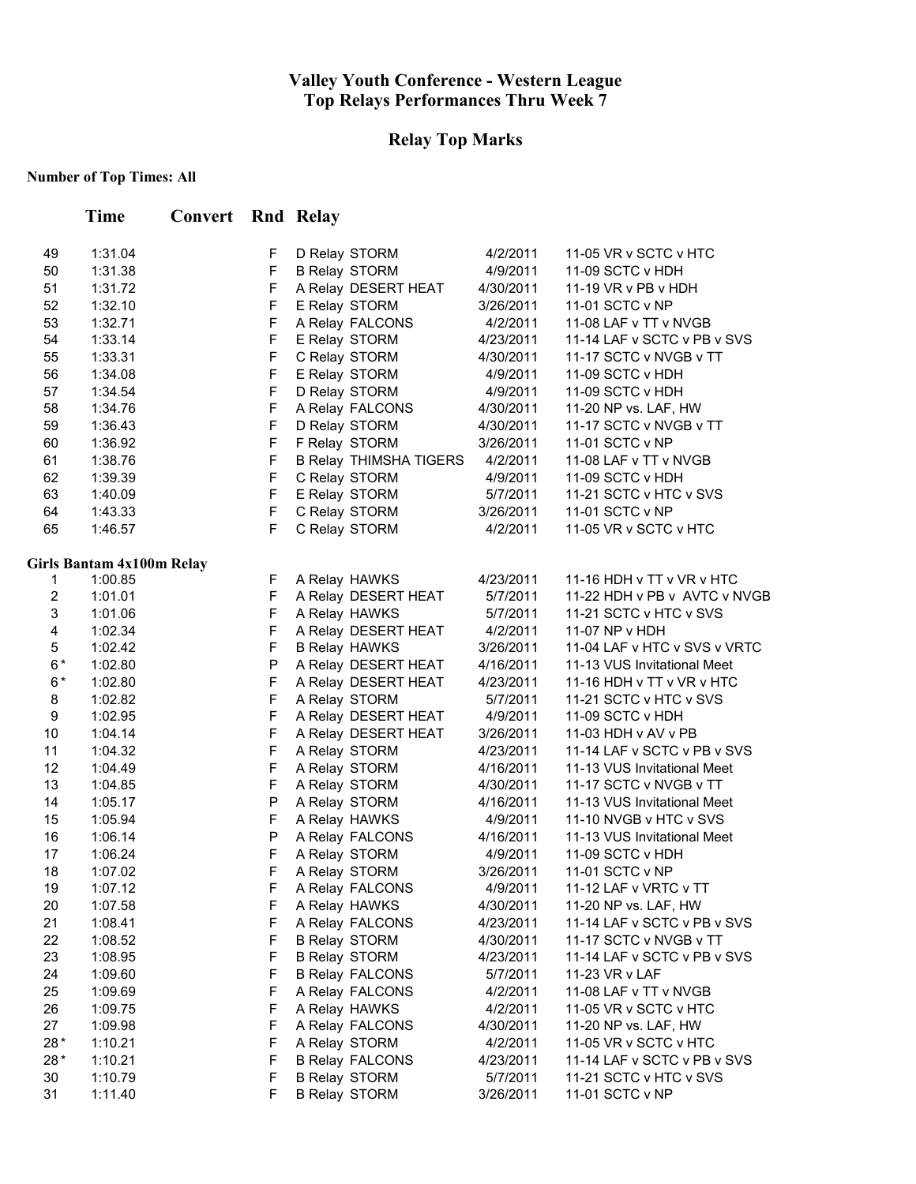# Valley Youth Conference - Western League
## Top Relays Performances Thru Week 7

## Relay Top Marks

**Number of Top Times: All**

| | Time | Convert | Rnd | Relay | | |
|---|---|---|---|---|---|---|
| 49 | 1:31.04 | | F | D Relay STORM | 4/2/2011 | 11-05 VR v SCTC v HTC |
| 50 | 1:31.38 | | F | B Relay STORM | 4/9/2011 | 11-09 SCTC v HDH |
| 51 | 1:31.72 | | F | A Relay DESERT HEAT | 4/30/2011 | 11-19 VR v PB v HDH |
| 52 | 1:32.10 | | F | E Relay STORM | 3/26/2011 | 11-01 SCTC v NP |
| 53 | 1:32.71 | | F | A Relay FALCONS | 4/2/2011 | 11-08 LAF v TT v NVGB |
| 54 | 1:33.14 | | F | E Relay STORM | 4/23/2011 | 11-14 LAF v SCTC v PB v SVS |
| 55 | 1:33.31 | | F | C Relay STORM | 4/30/2011 | 11-17 SCTC v NVGB v TT |
| 56 | 1:34.08 | | F | E Relay STORM | 4/9/2011 | 11-09 SCTC v HDH |
| 57 | 1:34.54 | | F | D Relay STORM | 4/9/2011 | 11-09 SCTC v HDH |
| 58 | 1:34.76 | | F | A Relay FALCONS | 4/30/2011 | 11-20 NP vs. LAF, HW |
| 59 | 1:36.43 | | F | D Relay STORM | 4/30/2011 | 11-17 SCTC v NVGB v TT |
| 60 | 1:36.92 | | F | F Relay STORM | 3/26/2011 | 11-01 SCTC v NP |
| 61 | 1:38.76 | | F | B Relay THIMSHA TIGERS | 4/2/2011 | 11-08 LAF v TT v NVGB |
| 62 | 1:39.39 | | F | C Relay STORM | 4/9/2011 | 11-09 SCTC v HDH |
| 63 | 1:40.09 | | F | E Relay STORM | 5/7/2011 | 11-21 SCTC v HTC v SVS |
| 64 | 1:43.33 | | F | C Relay STORM | 3/26/2011 | 11-01 SCTC v NP |
| 65 | 1:46.57 | | F | C Relay STORM | 4/2/2011 | 11-05 VR v SCTC v HTC |

**Girls Bantam 4x100m Relay**

| | Time | Convert | Rnd | Relay | | |
|---|---|---|---|---|---|---|
| 1 | 1:00.85 | | F | A Relay HAWKS | 4/23/2011 | 11-16 HDH v TT v VR v HTC |
| 2 | 1:01.01 | | F | A Relay DESERT HEAT | 5/7/2011 | 11-22 HDH v PB v AVTC v NVGB |
| 3 | 1:01.06 | | F | A Relay HAWKS | 5/7/2011 | 11-21 SCTC v HTC v SVS |
| 4 | 1:02.34 | | F | A Relay DESERT HEAT | 4/2/2011 | 11-07 NP v HDH |
| 5 | 1:02.42 | | F | B Relay HAWKS | 3/26/2011 | 11-04 LAF v HTC v SVS v VRTC |
| 6* | 1:02.80 | | P | A Relay DESERT HEAT | 4/16/2011 | 11-13 VUS Invitational Meet |
| 6* | 1:02.80 | | F | A Relay DESERT HEAT | 4/23/2011 | 11-16 HDH v TT v VR v HTC |
| 8 | 1:02.82 | | F | A Relay STORM | 5/7/2011 | 11-21 SCTC v HTC v SVS |
| 9 | 1:02.95 | | F | A Relay DESERT HEAT | 4/9/2011 | 11-09 SCTC v HDH |
| 10 | 1:04.14 | | F | A Relay DESERT HEAT | 3/26/2011 | 11-03 HDH v AV v PB |
| 11 | 1:04.32 | | F | A Relay STORM | 4/23/2011 | 11-14 LAF v SCTC v PB v SVS |
| 12 | 1:04.49 | | F | A Relay STORM | 4/16/2011 | 11-13 VUS Invitational Meet |
| 13 | 1:04.85 | | F | A Relay STORM | 4/30/2011 | 11-17 SCTC v NVGB v TT |
| 14 | 1:05.17 | | P | A Relay STORM | 4/16/2011 | 11-13 VUS Invitational Meet |
| 15 | 1:05.94 | | F | A Relay HAWKS | 4/9/2011 | 11-10 NVGB v HTC v SVS |
| 16 | 1:06.14 | | P | A Relay FALCONS | 4/16/2011 | 11-13 VUS Invitational Meet |
| 17 | 1:06.24 | | F | A Relay STORM | 4/9/2011 | 11-09 SCTC v HDH |
| 18 | 1:07.02 | | F | A Relay STORM | 3/26/2011 | 11-01 SCTC v NP |
| 19 | 1:07.12 | | F | A Relay FALCONS | 4/9/2011 | 11-12 LAF v VRTC v TT |
| 20 | 1:07.58 | | F | A Relay HAWKS | 4/30/2011 | 11-20 NP vs. LAF, HW |
| 21 | 1:08.41 | | F | A Relay FALCONS | 4/23/2011 | 11-14 LAF v SCTC v PB v SVS |
| 22 | 1:08.52 | | F | B Relay STORM | 4/30/2011 | 11-17 SCTC v NVGB v TT |
| 23 | 1:08.95 | | F | B Relay STORM | 4/23/2011 | 11-14 LAF v SCTC v PB v SVS |
| 24 | 1:09.60 | | F | B Relay FALCONS | 5/7/2011 | 11-23 VR v LAF |
| 25 | 1:09.69 | | F | A Relay FALCONS | 4/2/2011 | 11-08 LAF v TT v NVGB |
| 26 | 1:09.75 | | F | A Relay HAWKS | 4/2/2011 | 11-05 VR v SCTC v HTC |
| 27 | 1:09.98 | | F | A Relay FALCONS | 4/30/2011 | 11-20 NP vs. LAF, HW |
| 28* | 1:10.21 | | F | A Relay STORM | 4/2/2011 | 11-05 VR v SCTC v HTC |
| 28* | 1:10.21 | | F | B Relay FALCONS | 4/23/2011 | 11-14 LAF v SCTC v PB v SVS |
| 30 | 1:10.79 | | F | B Relay STORM | 5/7/2011 | 11-21 SCTC v HTC v SVS |
| 31 | 1:11.40 | | F | B Relay STORM | 3/26/2011 | 11-01 SCTC v NP |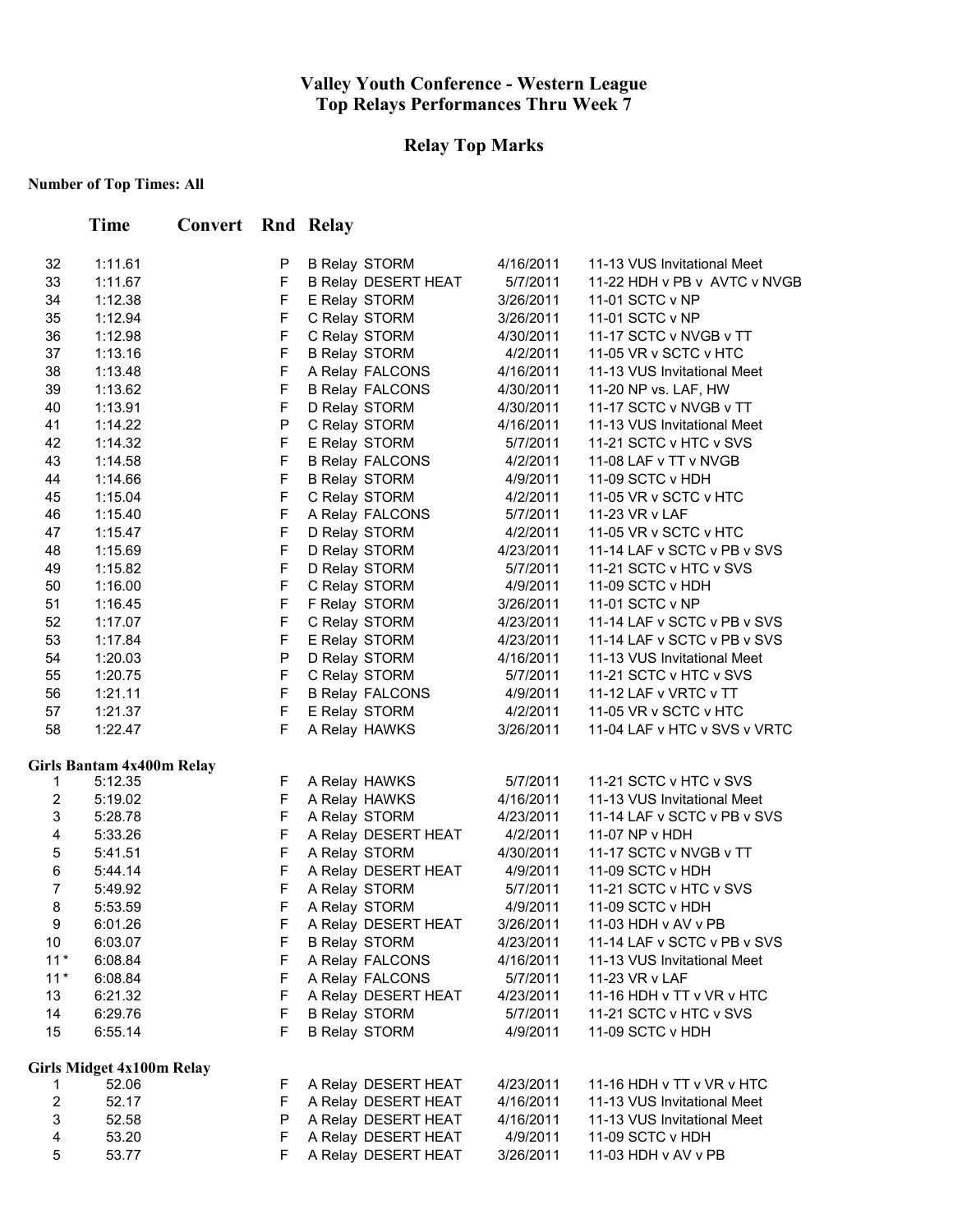# Valley Youth Conference - Western League
# Top Relays Performances Thru Week 7

## Relay Top Marks

**Number of Top Times: All**

| | Time | Convert | Rnd | Relay | | |
|---|---|---|---|---|---|---|
| 32 | 1:11.61 | | P | B Relay STORM | 4/16/2011 | 11-13 VUS Invitational Meet |
| 33 | 1:11.67 | | F | B Relay DESERT HEAT | 5/7/2011 | 11-22 HDH v PB v AVTC v NVGB |
| 34 | 1:12.38 | | F | E Relay STORM | 3/26/2011 | 11-01 SCTC v NP |
| 35 | 1:12.94 | | F | C Relay STORM | 3/26/2011 | 11-01 SCTC v NP |
| 36 | 1:12.98 | | F | C Relay STORM | 4/30/2011 | 11-17 SCTC v NVGB v TT |
| 37 | 1:13.16 | | F | B Relay STORM | 4/2/2011 | 11-05 VR v SCTC v HTC |
| 38 | 1:13.48 | | F | A Relay FALCONS | 4/16/2011 | 11-13 VUS Invitational Meet |
| 39 | 1:13.62 | | F | B Relay FALCONS | 4/30/2011 | 11-20 NP vs. LAF, HW |
| 40 | 1:13.91 | | F | D Relay STORM | 4/30/2011 | 11-17 SCTC v NVGB v TT |
| 41 | 1:14.22 | | P | C Relay STORM | 4/16/2011 | 11-13 VUS Invitational Meet |
| 42 | 1:14.32 | | F | E Relay STORM | 5/7/2011 | 11-21 SCTC v HTC v SVS |
| 43 | 1:14.58 | | F | B Relay FALCONS | 4/2/2011 | 11-08 LAF v TT v NVGB |
| 44 | 1:14.66 | | F | B Relay STORM | 4/9/2011 | 11-09 SCTC v HDH |
| 45 | 1:15.04 | | F | C Relay STORM | 4/2/2011 | 11-05 VR v SCTC v HTC |
| 46 | 1:15.40 | | F | A Relay FALCONS | 5/7/2011 | 11-23 VR v LAF |
| 47 | 1:15.47 | | F | D Relay STORM | 4/2/2011 | 11-05 VR v SCTC v HTC |
| 48 | 1:15.69 | | F | D Relay STORM | 4/23/2011 | 11-14 LAF v SCTC v PB v SVS |
| 49 | 1:15.82 | | F | D Relay STORM | 5/7/2011 | 11-21 SCTC v HTC v SVS |
| 50 | 1:16.00 | | F | C Relay STORM | 4/9/2011 | 11-09 SCTC v HDH |
| 51 | 1:16.45 | | F | F Relay STORM | 3/26/2011 | 11-01 SCTC v NP |
| 52 | 1:17.07 | | F | C Relay STORM | 4/23/2011 | 11-14 LAF v SCTC v PB v SVS |
| 53 | 1:17.84 | | F | E Relay STORM | 4/23/2011 | 11-14 LAF v SCTC v PB v SVS |
| 54 | 1:20.03 | | P | D Relay STORM | 4/16/2011 | 11-13 VUS Invitational Meet |
| 55 | 1:20.75 | | F | C Relay STORM | 5/7/2011 | 11-21 SCTC v HTC v SVS |
| 56 | 1:21.11 | | F | B Relay FALCONS | 4/9/2011 | 11-12 LAF v VRTC v TT |
| 57 | 1:21.37 | | F | E Relay STORM | 4/2/2011 | 11-05 VR v SCTC v HTC |
| 58 | 1:22.47 | | F | A Relay HAWKS | 3/26/2011 | 11-04 LAF v HTC v SVS v VRTC |

**Girls Bantam 4x400m Relay**

| | Time | Convert | Rnd | Relay | | |
|---|---|---|---|---|---|---|
| 1 | 5:12.35 | | F | A Relay HAWKS | 5/7/2011 | 11-21 SCTC v HTC v SVS |
| 2 | 5:19.02 | | F | A Relay HAWKS | 4/16/2011 | 11-13 VUS Invitational Meet |
| 3 | 5:28.78 | | F | A Relay STORM | 4/23/2011 | 11-14 LAF v SCTC v PB v SVS |
| 4 | 5:33.26 | | F | A Relay DESERT HEAT | 4/2/2011 | 11-07 NP v HDH |
| 5 | 5:41.51 | | F | A Relay STORM | 4/30/2011 | 11-17 SCTC v NVGB v TT |
| 6 | 5:44.14 | | F | A Relay DESERT HEAT | 4/9/2011 | 11-09 SCTC v HDH |
| 7 | 5:49.92 | | F | A Relay STORM | 5/7/2011 | 11-21 SCTC v HTC v SVS |
| 8 | 5:53.59 | | F | A Relay STORM | 4/9/2011 | 11-09 SCTC v HDH |
| 9 | 6:01.26 | | F | A Relay DESERT HEAT | 3/26/2011 | 11-03 HDH v AV v PB |
| 10 | 6:03.07 | | F | B Relay STORM | 4/23/2011 | 11-14 LAF v SCTC v PB v SVS |
| 11* | 6:08.84 | | F | A Relay FALCONS | 4/16/2011 | 11-13 VUS Invitational Meet |
| 11* | 6:08.84 | | F | A Relay FALCONS | 5/7/2011 | 11-23 VR v LAF |
| 13 | 6:21.32 | | F | A Relay DESERT HEAT | 4/23/2011 | 11-16 HDH v TT v VR v HTC |
| 14 | 6:29.76 | | F | B Relay STORM | 5/7/2011 | 11-21 SCTC v HTC v SVS |
| 15 | 6:55.14 | | F | B Relay STORM | 4/9/2011 | 11-09 SCTC v HDH |

**Girls Midget 4x100m Relay**

| | Time | Convert | Rnd | Relay | | |
|---|---|---|---|---|---|---|
| 1 | 52.06 | | F | A Relay DESERT HEAT | 4/23/2011 | 11-16 HDH v TT v VR v HTC |
| 2 | 52.17 | | F | A Relay DESERT HEAT | 4/16/2011 | 11-13 VUS Invitational Meet |
| 3 | 52.58 | | P | A Relay DESERT HEAT | 4/16/2011 | 11-13 VUS Invitational Meet |
| 4 | 53.20 | | F | A Relay DESERT HEAT | 4/9/2011 | 11-09 SCTC v HDH |
| 5 | 53.77 | | F | A Relay DESERT HEAT | 3/26/2011 | 11-03 HDH v AV v PB |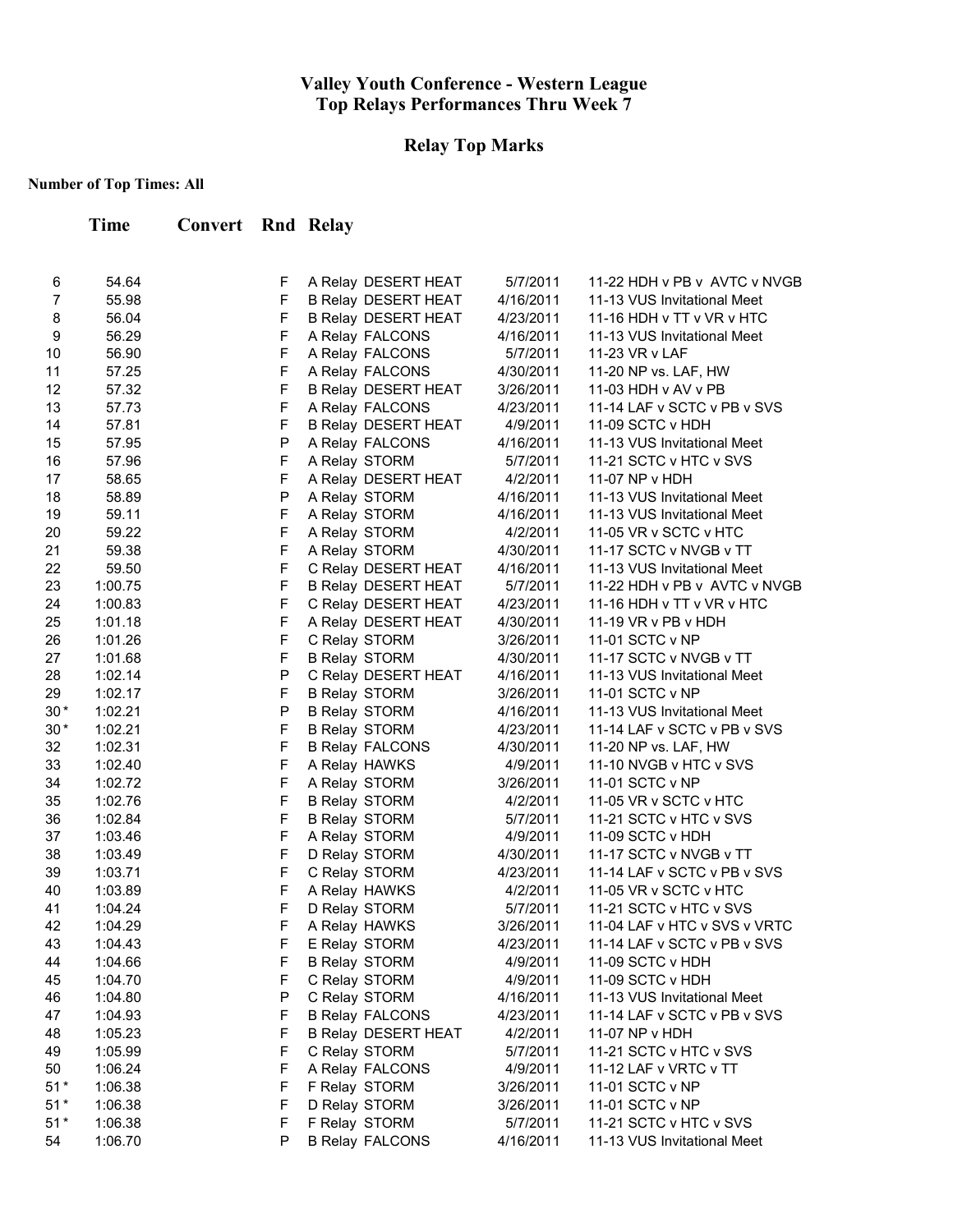# Valley Youth Conference - Western League
## Top Relays Performances Thru Week 7

### Relay Top Marks

**Number of Top Times: All**

| | Time | Convert | Rnd | Relay | | |
|---|---|---|---|---|---|---|
| 6 | 54.64 | | F | A Relay DESERT HEAT | 5/7/2011 | 11-22 HDH v PB v AVTC v NVGB |
| 7 | 55.98 | | F | B Relay DESERT HEAT | 4/16/2011 | 11-13 VUS Invitational Meet |
| 8 | 56.04 | | F | B Relay DESERT HEAT | 4/23/2011 | 11-16 HDH v TT v VR v HTC |
| 9 | 56.29 | | F | A Relay FALCONS | 4/16/2011 | 11-13 VUS Invitational Meet |
| 10 | 56.90 | | F | A Relay FALCONS | 5/7/2011 | 11-23 VR v LAF |
| 11 | 57.25 | | F | A Relay FALCONS | 4/30/2011 | 11-20 NP vs. LAF, HW |
| 12 | 57.32 | | F | B Relay DESERT HEAT | 3/26/2011 | 11-03 HDH v AV v PB |
| 13 | 57.73 | | F | A Relay FALCONS | 4/23/2011 | 11-14 LAF v SCTC v PB v SVS |
| 14 | 57.81 | | F | B Relay DESERT HEAT | 4/9/2011 | 11-09 SCTC v HDH |
| 15 | 57.95 | | P | A Relay FALCONS | 4/16/2011 | 11-13 VUS Invitational Meet |
| 16 | 57.96 | | F | A Relay STORM | 5/7/2011 | 11-21 SCTC v HTC v SVS |
| 17 | 58.65 | | F | A Relay DESERT HEAT | 4/2/2011 | 11-07 NP v HDH |
| 18 | 58.89 | | P | A Relay STORM | 4/16/2011 | 11-13 VUS Invitational Meet |
| 19 | 59.11 | | F | A Relay STORM | 4/16/2011 | 11-13 VUS Invitational Meet |
| 20 | 59.22 | | F | A Relay STORM | 4/2/2011 | 11-05 VR v SCTC v HTC |
| 21 | 59.38 | | F | A Relay STORM | 4/30/2011 | 11-17 SCTC v NVGB v TT |
| 22 | 59.50 | | F | C Relay DESERT HEAT | 4/16/2011 | 11-13 VUS Invitational Meet |
| 23 | 1:00.75 | | F | B Relay DESERT HEAT | 5/7/2011 | 11-22 HDH v PB v AVTC v NVGB |
| 24 | 1:00.83 | | F | C Relay DESERT HEAT | 4/23/2011 | 11-16 HDH v TT v VR v HTC |
| 25 | 1:01.18 | | F | A Relay DESERT HEAT | 4/30/2011 | 11-19 VR v PB v HDH |
| 26 | 1:01.26 | | F | C Relay STORM | 3/26/2011 | 11-01 SCTC v NP |
| 27 | 1:01.68 | | F | B Relay STORM | 4/30/2011 | 11-17 SCTC v NVGB v TT |
| 28 | 1:02.14 | | P | C Relay DESERT HEAT | 4/16/2011 | 11-13 VUS Invitational Meet |
| 29 | 1:02.17 | | F | B Relay STORM | 3/26/2011 | 11-01 SCTC v NP |
| 30* | 1:02.21 | | P | B Relay STORM | 4/16/2011 | 11-13 VUS Invitational Meet |
| 30* | 1:02.21 | | F | B Relay STORM | 4/23/2011 | 11-14 LAF v SCTC v PB v SVS |
| 32 | 1:02.31 | | F | B Relay FALCONS | 4/30/2011 | 11-20 NP vs. LAF, HW |
| 33 | 1:02.40 | | F | A Relay HAWKS | 4/9/2011 | 11-10 NVGB v HTC v SVS |
| 34 | 1:02.72 | | F | A Relay STORM | 3/26/2011 | 11-01 SCTC v NP |
| 35 | 1:02.76 | | F | B Relay STORM | 4/2/2011 | 11-05 VR v SCTC v HTC |
| 36 | 1:02.84 | | F | B Relay STORM | 5/7/2011 | 11-21 SCTC v HTC v SVS |
| 37 | 1:03.46 | | F | A Relay STORM | 4/9/2011 | 11-09 SCTC v HDH |
| 38 | 1:03.49 | | F | D Relay STORM | 4/30/2011 | 11-17 SCTC v NVGB v TT |
| 39 | 1:03.71 | | F | C Relay STORM | 4/23/2011 | 11-14 LAF v SCTC v PB v SVS |
| 40 | 1:03.89 | | F | A Relay HAWKS | 4/2/2011 | 11-05 VR v SCTC v HTC |
| 41 | 1:04.24 | | F | D Relay STORM | 5/7/2011 | 11-21 SCTC v HTC v SVS |
| 42 | 1:04.29 | | F | A Relay HAWKS | 3/26/2011 | 11-04 LAF v HTC v SVS v VRTC |
| 43 | 1:04.43 | | F | E Relay STORM | 4/23/2011 | 11-14 LAF v SCTC v PB v SVS |
| 44 | 1:04.66 | | F | B Relay STORM | 4/9/2011 | 11-09 SCTC v HDH |
| 45 | 1:04.70 | | F | C Relay STORM | 4/9/2011 | 11-09 SCTC v HDH |
| 46 | 1:04.80 | | P | C Relay STORM | 4/16/2011 | 11-13 VUS Invitational Meet |
| 47 | 1:04.93 | | F | B Relay FALCONS | 4/23/2011 | 11-14 LAF v SCTC v PB v SVS |
| 48 | 1:05.23 | | F | B Relay DESERT HEAT | 4/2/2011 | 11-07 NP v HDH |
| 49 | 1:05.99 | | F | C Relay STORM | 5/7/2011 | 11-21 SCTC v HTC v SVS |
| 50 | 1:06.24 | | F | A Relay FALCONS | 4/9/2011 | 11-12 LAF v VRTC v TT |
| 51* | 1:06.38 | | F | F Relay STORM | 3/26/2011 | 11-01 SCTC v NP |
| 51* | 1:06.38 | | F | D Relay STORM | 3/26/2011 | 11-01 SCTC v NP |
| 51* | 1:06.38 | | F | F Relay STORM | 5/7/2011 | 11-21 SCTC v HTC v SVS |
| 54 | 1:06.70 | | P | B Relay FALCONS | 4/16/2011 | 11-13 VUS Invitational Meet |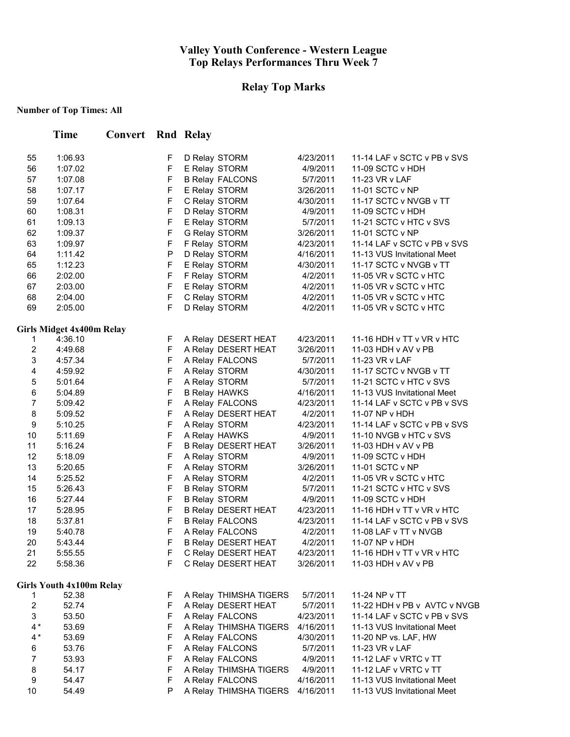# Valley Youth Conference - Western League
## Top Relays Performances Thru Week 7

## Relay Top Marks

**Number of Top Times: All**

| | Time | Convert | Rnd | Relay | | |
|---|---|---|---|---|---|---|
| 55 | 1:06.93 | | F | D Relay STORM | 4/23/2011 | 11-14 LAF v SCTC v PB v SVS |
| 56 | 1:07.02 | | F | E Relay STORM | 4/9/2011 | 11-09 SCTC v HDH |
| 57 | 1:07.08 | | F | B Relay FALCONS | 5/7/2011 | 11-23 VR v LAF |
| 58 | 1:07.17 | | F | E Relay STORM | 3/26/2011 | 11-01 SCTC v NP |
| 59 | 1:07.64 | | F | C Relay STORM | 4/30/2011 | 11-17 SCTC v NVGB v TT |
| 60 | 1:08.31 | | F | D Relay STORM | 4/9/2011 | 11-09 SCTC v HDH |
| 61 | 1:09.13 | | F | E Relay STORM | 5/7/2011 | 11-21 SCTC v HTC v SVS |
| 62 | 1:09.37 | | F | G Relay STORM | 3/26/2011 | 11-01 SCTC v NP |
| 63 | 1:09.97 | | F | F Relay STORM | 4/23/2011 | 11-14 LAF v SCTC v PB v SVS |
| 64 | 1:11.42 | | P | D Relay STORM | 4/16/2011 | 11-13 VUS Invitational Meet |
| 65 | 1:12.23 | | F | E Relay STORM | 4/30/2011 | 11-17 SCTC v NVGB v TT |
| 66 | 2:02.00 | | F | F Relay STORM | 4/2/2011 | 11-05 VR v SCTC v HTC |
| 67 | 2:03.00 | | F | E Relay STORM | 4/2/2011 | 11-05 VR v SCTC v HTC |
| 68 | 2:04.00 | | F | C Relay STORM | 4/2/2011 | 11-05 VR v SCTC v HTC |
| 69 | 2:05.00 | | F | D Relay STORM | 4/2/2011 | 11-05 VR v SCTC v HTC |

**Girls Midget 4x400m Relay**

| | Time | Convert | Rnd | Relay | | |
|---|---|---|---|---|---|---|
| 1 | 4:36.10 | | F | A Relay DESERT HEAT | 4/23/2011 | 11-16 HDH v TT v VR v HTC |
| 2 | 4:49.68 | | F | A Relay DESERT HEAT | 3/26/2011 | 11-03 HDH v AV v PB |
| 3 | 4:57.34 | | F | A Relay FALCONS | 5/7/2011 | 11-23 VR v LAF |
| 4 | 4:59.92 | | F | A Relay STORM | 4/30/2011 | 11-17 SCTC v NVGB v TT |
| 5 | 5:01.64 | | F | A Relay STORM | 5/7/2011 | 11-21 SCTC v HTC v SVS |
| 6 | 5:04.89 | | F | B Relay HAWKS | 4/16/2011 | 11-13 VUS Invitational Meet |
| 7 | 5:09.42 | | F | A Relay FALCONS | 4/23/2011 | 11-14 LAF v SCTC v PB v SVS |
| 8 | 5:09.52 | | F | A Relay DESERT HEAT | 4/2/2011 | 11-07 NP v HDH |
| 9 | 5:10.25 | | F | A Relay STORM | 4/23/2011 | 11-14 LAF v SCTC v PB v SVS |
| 10 | 5:11.69 | | F | A Relay HAWKS | 4/9/2011 | 11-10 NVGB v HTC v SVS |
| 11 | 5:16.24 | | F | B Relay DESERT HEAT | 3/26/2011 | 11-03 HDH v AV v PB |
| 12 | 5:18.09 | | F | A Relay STORM | 4/9/2011 | 11-09 SCTC v HDH |
| 13 | 5:20.65 | | F | A Relay STORM | 3/26/2011 | 11-01 SCTC v NP |
| 14 | 5:25.52 | | F | A Relay STORM | 4/2/2011 | 11-05 VR v SCTC v HTC |
| 15 | 5:26.43 | | F | B Relay STORM | 5/7/2011 | 11-21 SCTC v HTC v SVS |
| 16 | 5:27.44 | | F | B Relay STORM | 4/9/2011 | 11-09 SCTC v HDH |
| 17 | 5:28.95 | | F | B Relay DESERT HEAT | 4/23/2011 | 11-16 HDH v TT v VR v HTC |
| 18 | 5:37.81 | | F | B Relay FALCONS | 4/23/2011 | 11-14 LAF v SCTC v PB v SVS |
| 19 | 5:40.78 | | F | A Relay FALCONS | 4/2/2011 | 11-08 LAF v TT v NVGB |
| 20 | 5:43.44 | | F | B Relay DESERT HEAT | 4/2/2011 | 11-07 NP v HDH |
| 21 | 5:55.55 | | F | C Relay DESERT HEAT | 4/23/2011 | 11-16 HDH v TT v VR v HTC |
| 22 | 5:58.36 | | F | C Relay DESERT HEAT | 3/26/2011 | 11-03 HDH v AV v PB |

**Girls Youth 4x100m Relay**

| | Time | Convert | Rnd | Relay | | |
|---|---|---|---|---|---|---|
| 1 | 52.38 | | F | A Relay THIMSHA TIGERS | 5/7/2011 | 11-24 NP v TT |
| 2 | 52.74 | | F | A Relay DESERT HEAT | 5/7/2011 | 11-22 HDH v PB v AVTC v NVGB |
| 3 | 53.50 | | F | A Relay FALCONS | 4/23/2011 | 11-14 LAF v SCTC v PB v SVS |
| 4* | 53.69 | | F | A Relay THIMSHA TIGERS | 4/16/2011 | 11-13 VUS Invitational Meet |
| 4* | 53.69 | | F | A Relay FALCONS | 4/30/2011 | 11-20 NP vs. LAF, HW |
| 6 | 53.76 | | F | A Relay FALCONS | 5/7/2011 | 11-23 VR v LAF |
| 7 | 53.93 | | F | A Relay FALCONS | 4/9/2011 | 11-12 LAF v VRTC v TT |
| 8 | 54.17 | | F | A Relay THIMSHA TIGERS | 4/9/2011 | 11-12 LAF v VRTC v TT |
| 9 | 54.47 | | F | A Relay FALCONS | 4/16/2011 | 11-13 VUS Invitational Meet |
| 10 | 54.49 | | P | A Relay THIMSHA TIGERS | 4/16/2011 | 11-13 VUS Invitational Meet |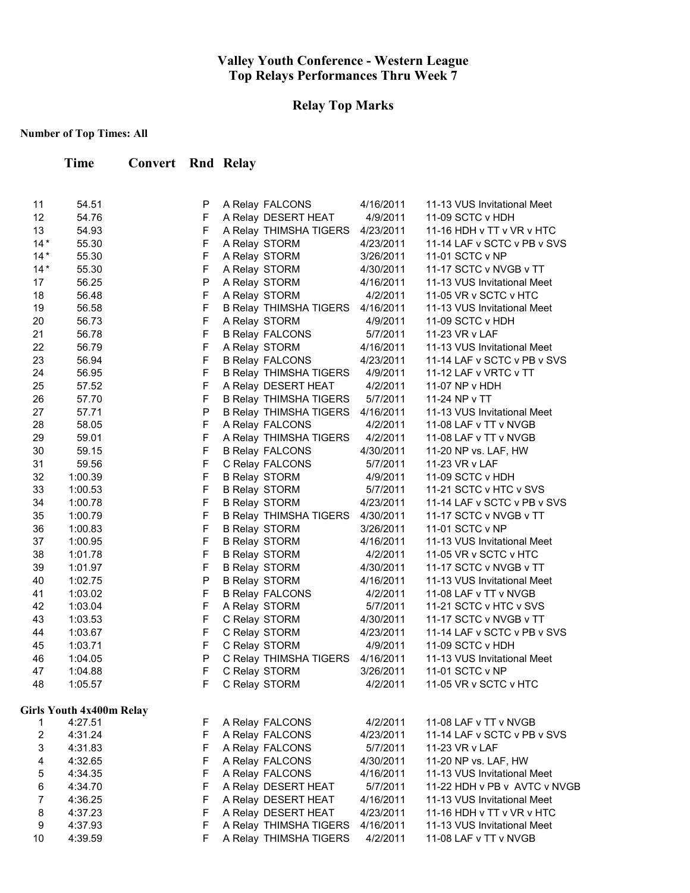# Valley Youth Conference - Western League
# Top Relays Performances Thru Week 7

## Relay Top Marks

**Number of Top Times: All**

| | Time | Convert | Rnd | Relay | | |
|---|---|---|---|---|---|---|
| 11 | 54.51 | | P | A Relay FALCONS | 4/16/2011 | 11-13 VUS Invitational Meet |
| 12 | 54.76 | | F | A Relay DESERT HEAT | 4/9/2011 | 11-09 SCTC v HDH |
| 13 | 54.93 | | F | A Relay THIMSHA TIGERS | 4/23/2011 | 11-16 HDH v TT v VR v HTC |
| 14 * | 55.30 | | F | A Relay STORM | 4/23/2011 | 11-14 LAF v SCTC v PB v SVS |
| 14 * | 55.30 | | F | A Relay STORM | 3/26/2011 | 11-01 SCTC v NP |
| 14 * | 55.30 | | F | A Relay STORM | 4/30/2011 | 11-17 SCTC v NVGB v TT |
| 17 | 56.25 | | P | A Relay STORM | 4/16/2011 | 11-13 VUS Invitational Meet |
| 18 | 56.48 | | F | A Relay STORM | 4/2/2011 | 11-05 VR v SCTC v HTC |
| 19 | 56.58 | | F | B Relay THIMSHA TIGERS | 4/16/2011 | 11-13 VUS Invitational Meet |
| 20 | 56.73 | | F | A Relay STORM | 4/9/2011 | 11-09 SCTC v HDH |
| 21 | 56.78 | | F | B Relay FALCONS | 5/7/2011 | 11-23 VR v LAF |
| 22 | 56.79 | | F | A Relay STORM | 4/16/2011 | 11-13 VUS Invitational Meet |
| 23 | 56.94 | | F | B Relay FALCONS | 4/23/2011 | 11-14 LAF v SCTC v PB v SVS |
| 24 | 56.95 | | F | B Relay THIMSHA TIGERS | 4/9/2011 | 11-12 LAF v VRTC v TT |
| 25 | 57.52 | | F | A Relay DESERT HEAT | 4/2/2011 | 11-07 NP v HDH |
| 26 | 57.70 | | F | B Relay THIMSHA TIGERS | 5/7/2011 | 11-24 NP v TT |
| 27 | 57.71 | | P | B Relay THIMSHA TIGERS | 4/16/2011 | 11-13 VUS Invitational Meet |
| 28 | 58.05 | | F | A Relay FALCONS | 4/2/2011 | 11-08 LAF v TT v NVGB |
| 29 | 59.01 | | F | A Relay THIMSHA TIGERS | 4/2/2011 | 11-08 LAF v TT v NVGB |
| 30 | 59.15 | | F | B Relay FALCONS | 4/30/2011 | 11-20 NP vs. LAF, HW |
| 31 | 59.56 | | F | C Relay FALCONS | 5/7/2011 | 11-23 VR v LAF |
| 32 | 1:00.39 | | F | B Relay STORM | 4/9/2011 | 11-09 SCTC v HDH |
| 33 | 1:00.53 | | F | B Relay STORM | 5/7/2011 | 11-21 SCTC v HTC v SVS |
| 34 | 1:00.78 | | F | B Relay STORM | 4/23/2011 | 11-14 LAF v SCTC v PB v SVS |
| 35 | 1:00.79 | | F | B Relay THIMSHA TIGERS | 4/30/2011 | 11-17 SCTC v NVGB v TT |
| 36 | 1:00.83 | | F | B Relay STORM | 3/26/2011 | 11-01 SCTC v NP |
| 37 | 1:00.95 | | F | B Relay STORM | 4/16/2011 | 11-13 VUS Invitational Meet |
| 38 | 1:01.78 | | F | B Relay STORM | 4/2/2011 | 11-05 VR v SCTC v HTC |
| 39 | 1:01.97 | | F | B Relay STORM | 4/30/2011 | 11-17 SCTC v NVGB v TT |
| 40 | 1:02.75 | | P | B Relay STORM | 4/16/2011 | 11-13 VUS Invitational Meet |
| 41 | 1:03.02 | | F | B Relay FALCONS | 4/2/2011 | 11-08 LAF v TT v NVGB |
| 42 | 1:03.04 | | F | A Relay STORM | 5/7/2011 | 11-21 SCTC v HTC v SVS |
| 43 | 1:03.53 | | F | C Relay STORM | 4/30/2011 | 11-17 SCTC v NVGB v TT |
| 44 | 1:03.67 | | F | C Relay STORM | 4/23/2011 | 11-14 LAF v SCTC v PB v SVS |
| 45 | 1:03.71 | | F | C Relay STORM | 4/9/2011 | 11-09 SCTC v HDH |
| 46 | 1:04.05 | | P | C Relay THIMSHA TIGERS | 4/16/2011 | 11-13 VUS Invitational Meet |
| 47 | 1:04.88 | | F | C Relay STORM | 3/26/2011 | 11-01 SCTC v NP |
| 48 | 1:05.57 | | F | C Relay STORM | 4/2/2011 | 11-05 VR v SCTC v HTC |

**Girls Youth 4x400m Relay**

| | Time | Convert | Rnd | Relay | | |
|---|---|---|---|---|---|---|
| 1 | 4:27.51 | | F | A Relay FALCONS | 4/2/2011 | 11-08 LAF v TT v NVGB |
| 2 | 4:31.24 | | F | A Relay FALCONS | 4/23/2011 | 11-14 LAF v SCTC v PB v SVS |
| 3 | 4:31.83 | | F | A Relay FALCONS | 5/7/2011 | 11-23 VR v LAF |
| 4 | 4:32.65 | | F | A Relay FALCONS | 4/30/2011 | 11-20 NP vs. LAF, HW |
| 5 | 4:34.35 | | F | A Relay FALCONS | 4/16/2011 | 11-13 VUS Invitational Meet |
| 6 | 4:34.70 | | F | A Relay DESERT HEAT | 5/7/2011 | 11-22 HDH v PB v AVTC v NVGB |
| 7 | 4:36.25 | | F | A Relay DESERT HEAT | 4/16/2011 | 11-13 VUS Invitational Meet |
| 8 | 4:37.23 | | F | A Relay DESERT HEAT | 4/23/2011 | 11-16 HDH v TT v VR v HTC |
| 9 | 4:37.93 | | F | A Relay THIMSHA TIGERS | 4/16/2011 | 11-13 VUS Invitational Meet |
| 10 | 4:39.59 | | F | A Relay THIMSHA TIGERS | 4/2/2011 | 11-08 LAF v TT v NVGB |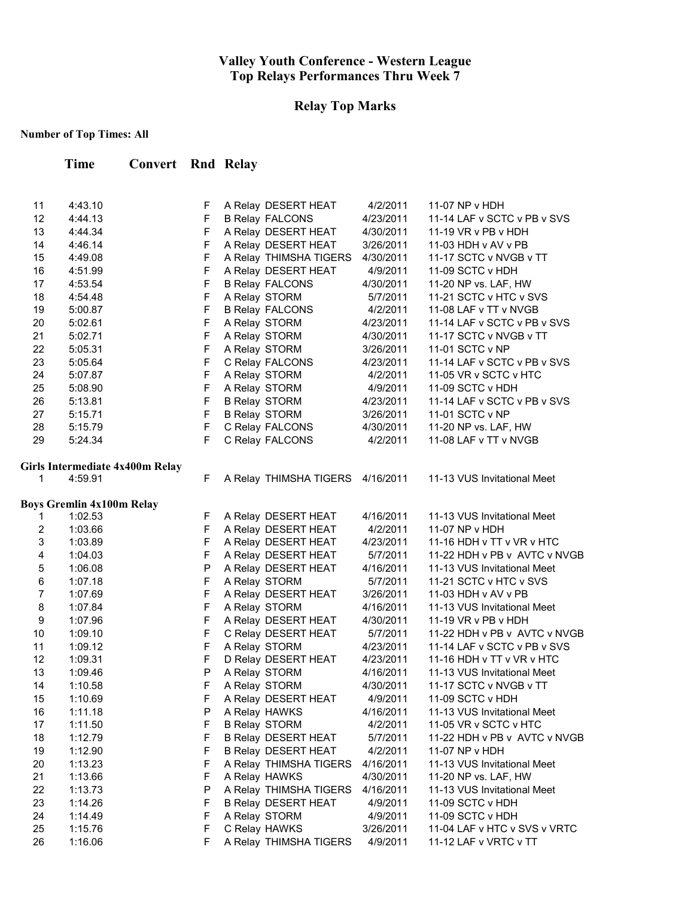# Valley Youth Conference - Western League
## Top Relays Performances Thru Week 7

## Relay Top Marks

**Number of Top Times: All**

| | Time | Convert | Rnd | Relay | | Date | Meet |
|---|---|---|---|---|---|---|---|
| 11 | 4:43.10 | | F | A Relay | DESERT HEAT | 4/2/2011 | 11-07 NP v HDH |
| 12 | 4:44.13 | | F | B Relay | FALCONS | 4/23/2011 | 11-14 LAF v SCTC v PB v SVS |
| 13 | 4:44.34 | | F | A Relay | DESERT HEAT | 4/30/2011 | 11-19 VR v PB v HDH |
| 14 | 4:46.14 | | F | A Relay | DESERT HEAT | 3/26/2011 | 11-03 HDH v AV v PB |
| 15 | 4:49.08 | | F | A Relay | THIMSHA TIGERS | 4/30/2011 | 11-17 SCTC v NVGB v TT |
| 16 | 4:51.99 | | F | A Relay | DESERT HEAT | 4/9/2011 | 11-09 SCTC v HDH |
| 17 | 4:53.54 | | F | B Relay | FALCONS | 4/30/2011 | 11-20 NP vs. LAF, HW |
| 18 | 4:54.48 | | F | A Relay | STORM | 5/7/2011 | 11-21 SCTC v HTC v SVS |
| 19 | 5:00.87 | | F | B Relay | FALCONS | 4/2/2011 | 11-08 LAF v TT v NVGB |
| 20 | 5:02.61 | | F | A Relay | STORM | 4/23/2011 | 11-14 LAF v SCTC v PB v SVS |
| 21 | 5:02.71 | | F | A Relay | STORM | 4/30/2011 | 11-17 SCTC v NVGB v TT |
| 22 | 5:05.31 | | F | A Relay | STORM | 3/26/2011 | 11-01 SCTC v NP |
| 23 | 5:05.64 | | F | C Relay | FALCONS | 4/23/2011 | 11-14 LAF v SCTC v PB v SVS |
| 24 | 5:07.87 | | F | A Relay | STORM | 4/2/2011 | 11-05 VR v SCTC v HTC |
| 25 | 5:08.90 | | F | A Relay | STORM | 4/9/2011 | 11-09 SCTC v HDH |
| 26 | 5:13.81 | | F | B Relay | STORM | 4/23/2011 | 11-14 LAF v SCTC v PB v SVS |
| 27 | 5:15.71 | | F | B Relay | STORM | 3/26/2011 | 11-01 SCTC v NP |
| 28 | 5:15.79 | | F | C Relay | FALCONS | 4/30/2011 | 11-20 NP vs. LAF, HW |
| 29 | 5:24.34 | | F | C Relay | FALCONS | 4/2/2011 | 11-08 LAF v TT v NVGB |

**Girls Intermediate 4x400m Relay**

| | Time | Convert | Rnd | Relay | | Date | Meet |
|---|---|---|---|---|---|---|---|
| 1 | 4:59.91 | | F | A Relay | THIMSHA TIGERS | 4/16/2011 | 11-13 VUS Invitational Meet |

**Boys Gremlin 4x100m Relay**

| | Time | Convert | Rnd | Relay | | Date | Meet |
|---|---|---|---|---|---|---|---|
| 1 | 1:02.53 | | F | A Relay | DESERT HEAT | 4/16/2011 | 11-13 VUS Invitational Meet |
| 2 | 1:03.66 | | F | A Relay | DESERT HEAT | 4/2/2011 | 11-07 NP v HDH |
| 3 | 1:03.89 | | F | A Relay | DESERT HEAT | 4/23/2011 | 11-16 HDH v TT v VR v HTC |
| 4 | 1:04.03 | | F | A Relay | DESERT HEAT | 5/7/2011 | 11-22 HDH v PB v AVTC v NVGB |
| 5 | 1:06.08 | | P | A Relay | DESERT HEAT | 4/16/2011 | 11-13 VUS Invitational Meet |
| 6 | 1:07.18 | | F | A Relay | STORM | 5/7/2011 | 11-21 SCTC v HTC v SVS |
| 7 | 1:07.69 | | F | A Relay | DESERT HEAT | 3/26/2011 | 11-03 HDH v AV v PB |
| 8 | 1:07.84 | | F | A Relay | STORM | 4/16/2011 | 11-13 VUS Invitational Meet |
| 9 | 1:07.96 | | F | A Relay | DESERT HEAT | 4/30/2011 | 11-19 VR v PB v HDH |
| 10 | 1:09.10 | | F | C Relay | DESERT HEAT | 5/7/2011 | 11-22 HDH v PB v AVTC v NVGB |
| 11 | 1:09.12 | | F | A Relay | STORM | 4/23/2011 | 11-14 LAF v SCTC v PB v SVS |
| 12 | 1:09.31 | | F | D Relay | DESERT HEAT | 4/23/2011 | 11-16 HDH v TT v VR v HTC |
| 13 | 1:09.46 | | P | A Relay | STORM | 4/16/2011 | 11-13 VUS Invitational Meet |
| 14 | 1:10.58 | | F | A Relay | STORM | 4/30/2011 | 11-17 SCTC v NVGB v TT |
| 15 | 1:10.69 | | F | A Relay | DESERT HEAT | 4/9/2011 | 11-09 SCTC v HDH |
| 16 | 1:11.18 | | P | A Relay | HAWKS | 4/16/2011 | 11-13 VUS Invitational Meet |
| 17 | 1:11.50 | | F | B Relay | STORM | 4/2/2011 | 11-05 VR v SCTC v HTC |
| 18 | 1:12.79 | | F | B Relay | DESERT HEAT | 5/7/2011 | 11-22 HDH v PB v AVTC v NVGB |
| 19 | 1:12.90 | | F | B Relay | DESERT HEAT | 4/2/2011 | 11-07 NP v HDH |
| 20 | 1:13.23 | | F | A Relay | THIMSHA TIGERS | 4/16/2011 | 11-13 VUS Invitational Meet |
| 21 | 1:13.66 | | F | A Relay | HAWKS | 4/30/2011 | 11-20 NP vs. LAF, HW |
| 22 | 1:13.73 | | P | A Relay | THIMSHA TIGERS | 4/16/2011 | 11-13 VUS Invitational Meet |
| 23 | 1:14.26 | | F | B Relay | DESERT HEAT | 4/9/2011 | 11-09 SCTC v HDH |
| 24 | 1:14.49 | | F | A Relay | STORM | 4/9/2011 | 11-09 SCTC v HDH |
| 25 | 1:15.76 | | F | C Relay | HAWKS | 3/26/2011 | 11-04 LAF v HTC v SVS v VRTC |
| 26 | 1:16.06 | | F | A Relay | THIMSHA TIGERS | 4/9/2011 | 11-12 LAF v VRTC v TT |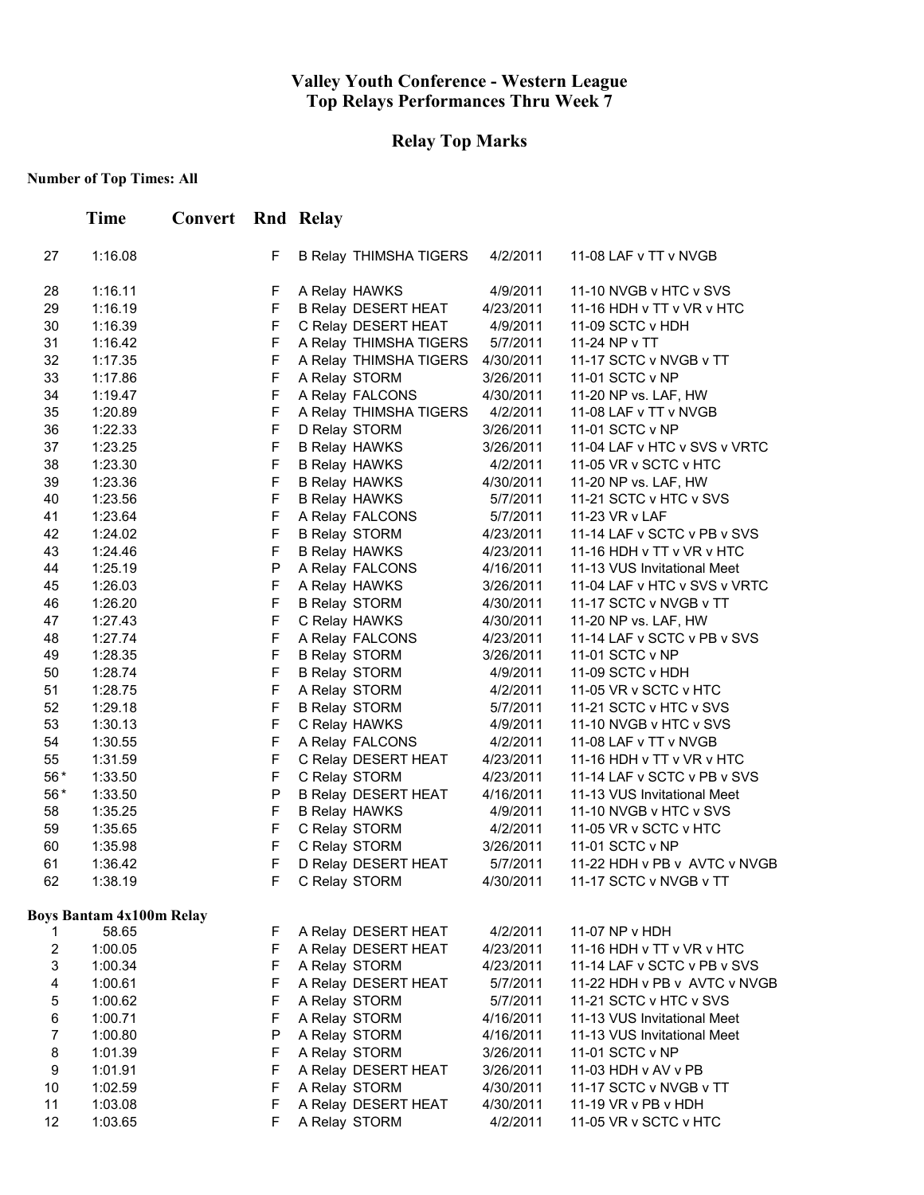# Valley Youth Conference - Western League
# Top Relays Performances Thru Week 7

## Relay Top Marks

**Number of Top Times: All**

| | Time | Convert | Rnd | Relay | | |
|---|---|---|---|---|---|---|
| 27 | 1:16.08 | | F | B Relay THIMSHA TIGERS | 4/2/2011 | 11-08 LAF v TT v NVGB |
| 28 | 1:16.11 | | F | A Relay HAWKS | 4/9/2011 | 11-10 NVGB v HTC v SVS |
| 29 | 1:16.19 | | F | B Relay DESERT HEAT | 4/23/2011 | 11-16 HDH v TT v VR v HTC |
| 30 | 1:16.39 | | F | C Relay DESERT HEAT | 4/9/2011 | 11-09 SCTC v HDH |
| 31 | 1:16.42 | | F | A Relay THIMSHA TIGERS | 5/7/2011 | 11-24 NP v TT |
| 32 | 1:17.35 | | F | A Relay THIMSHA TIGERS | 4/30/2011 | 11-17 SCTC v NVGB v TT |
| 33 | 1:17.86 | | F | A Relay STORM | 3/26/2011 | 11-01 SCTC v NP |
| 34 | 1:19.47 | | F | A Relay FALCONS | 4/30/2011 | 11-20 NP vs. LAF, HW |
| 35 | 1:20.89 | | F | A Relay THIMSHA TIGERS | 4/2/2011 | 11-08 LAF v TT v NVGB |
| 36 | 1:22.33 | | F | D Relay STORM | 3/26/2011 | 11-01 SCTC v NP |
| 37 | 1:23.25 | | F | B Relay HAWKS | 3/26/2011 | 11-04 LAF v HTC v SVS v VRTC |
| 38 | 1:23.30 | | F | B Relay HAWKS | 4/2/2011 | 11-05 VR v SCTC v HTC |
| 39 | 1:23.36 | | F | B Relay HAWKS | 4/30/2011 | 11-20 NP vs. LAF, HW |
| 40 | 1:23.56 | | F | B Relay HAWKS | 5/7/2011 | 11-21 SCTC v HTC v SVS |
| 41 | 1:23.64 | | F | A Relay FALCONS | 5/7/2011 | 11-23 VR v LAF |
| 42 | 1:24.02 | | F | B Relay STORM | 4/23/2011 | 11-14 LAF v SCTC v PB v SVS |
| 43 | 1:24.46 | | F | B Relay HAWKS | 4/23/2011 | 11-16 HDH v TT v VR v HTC |
| 44 | 1:25.19 | | P | A Relay FALCONS | 4/16/2011 | 11-13 VUS Invitational Meet |
| 45 | 1:26.03 | | F | A Relay HAWKS | 3/26/2011 | 11-04 LAF v HTC v SVS v VRTC |
| 46 | 1:26.20 | | F | B Relay STORM | 4/30/2011 | 11-17 SCTC v NVGB v TT |
| 47 | 1:27.43 | | F | C Relay HAWKS | 4/30/2011 | 11-20 NP vs. LAF, HW |
| 48 | 1:27.74 | | F | A Relay FALCONS | 4/23/2011 | 11-14 LAF v SCTC v PB v SVS |
| 49 | 1:28.35 | | F | B Relay STORM | 3/26/2011 | 11-01 SCTC v NP |
| 50 | 1:28.74 | | F | B Relay STORM | 4/9/2011 | 11-09 SCTC v HDH |
| 51 | 1:28.75 | | F | A Relay STORM | 4/2/2011 | 11-05 VR v SCTC v HTC |
| 52 | 1:29.18 | | F | B Relay STORM | 5/7/2011 | 11-21 SCTC v HTC v SVS |
| 53 | 1:30.13 | | F | C Relay HAWKS | 4/9/2011 | 11-10 NVGB v HTC v SVS |
| 54 | 1:30.55 | | F | A Relay FALCONS | 4/2/2011 | 11-08 LAF v TT v NVGB |
| 55 | 1:31.59 | | F | C Relay DESERT HEAT | 4/23/2011 | 11-16 HDH v TT v VR v HTC |
| 56* | 1:33.50 | | F | C Relay STORM | 4/23/2011 | 11-14 LAF v SCTC v PB v SVS |
| 56* | 1:33.50 | | P | B Relay DESERT HEAT | 4/16/2011 | 11-13 VUS Invitational Meet |
| 58 | 1:35.25 | | F | B Relay HAWKS | 4/9/2011 | 11-10 NVGB v HTC v SVS |
| 59 | 1:35.65 | | F | C Relay STORM | 4/2/2011 | 11-05 VR v SCTC v HTC |
| 60 | 1:35.98 | | F | C Relay STORM | 3/26/2011 | 11-01 SCTC v NP |
| 61 | 1:36.42 | | F | D Relay DESERT HEAT | 5/7/2011 | 11-22 HDH v PB v AVTC v NVGB |
| 62 | 1:38.19 | | F | C Relay STORM | 4/30/2011 | 11-17 SCTC v NVGB v TT |

**Boys Bantam 4x100m Relay**

| | Time | Convert | Rnd | Relay | | |
|---|---|---|---|---|---|---|
| 1 | 58.65 | | F | A Relay DESERT HEAT | 4/2/2011 | 11-07 NP v HDH |
| 2 | 1:00.05 | | F | A Relay DESERT HEAT | 4/23/2011 | 11-16 HDH v TT v VR v HTC |
| 3 | 1:00.34 | | F | A Relay STORM | 4/23/2011 | 11-14 LAF v SCTC v PB v SVS |
| 4 | 1:00.61 | | F | A Relay DESERT HEAT | 5/7/2011 | 11-22 HDH v PB v AVTC v NVGB |
| 5 | 1:00.62 | | F | A Relay STORM | 5/7/2011 | 11-21 SCTC v HTC v SVS |
| 6 | 1:00.71 | | F | A Relay STORM | 4/16/2011 | 11-13 VUS Invitational Meet |
| 7 | 1:00.80 | | P | A Relay STORM | 4/16/2011 | 11-13 VUS Invitational Meet |
| 8 | 1:01.39 | | F | A Relay STORM | 3/26/2011 | 11-01 SCTC v NP |
| 9 | 1:01.91 | | F | A Relay DESERT HEAT | 3/26/2011 | 11-03 HDH v AV v PB |
| 10 | 1:02.59 | | F | A Relay STORM | 4/30/2011 | 11-17 SCTC v NVGB v TT |
| 11 | 1:03.08 | | F | A Relay DESERT HEAT | 4/30/2011 | 11-19 VR v PB v HDH |
| 12 | 1:03.65 | | F | A Relay STORM | 4/2/2011 | 11-05 VR v SCTC v HTC |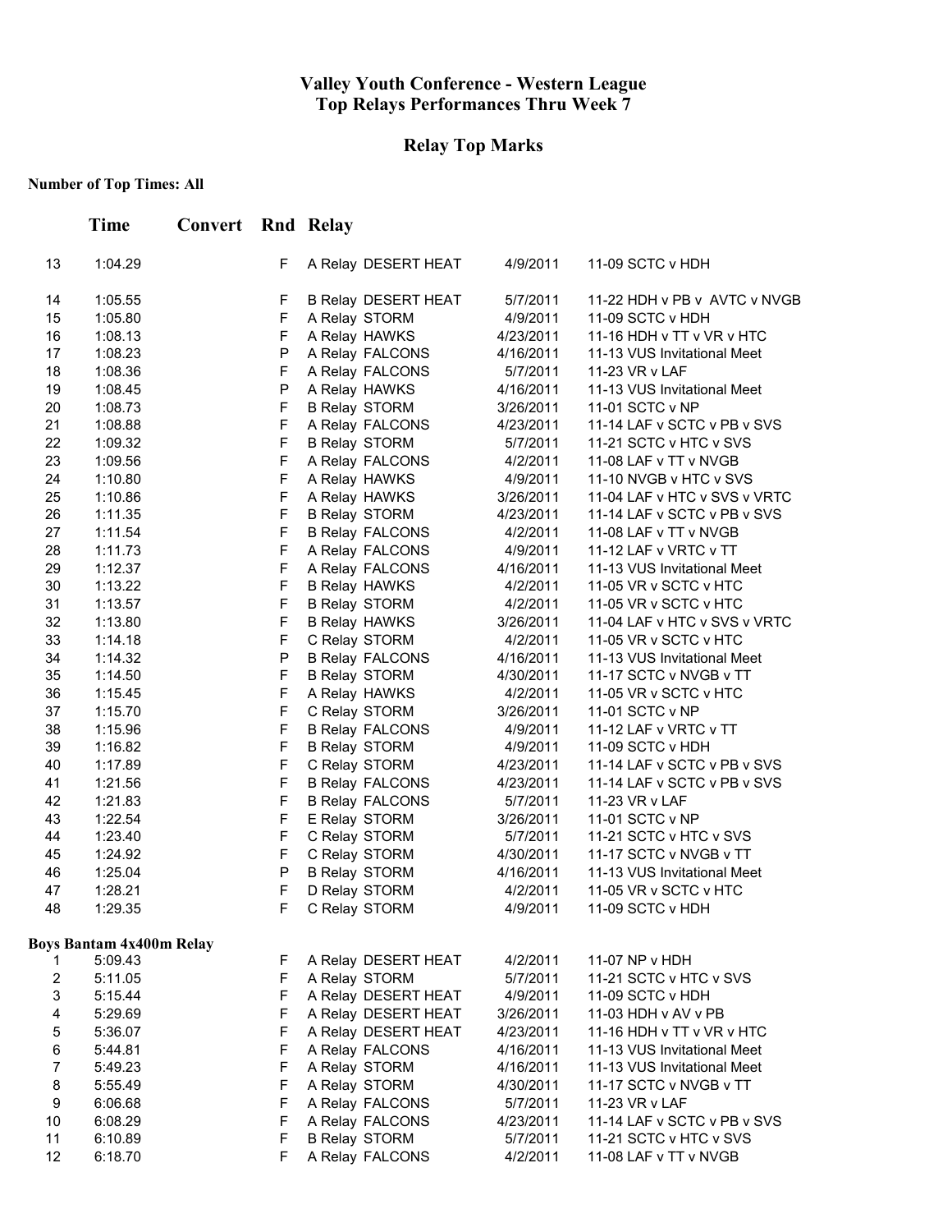# Valley Youth Conference - Western League
# Top Relays Performances Thru Week 7

## Relay Top Marks

**Number of Top Times: All**

| | Time | Convert | Rnd | Relay | | |
|---|---|---|---|---|---|---|
| 13 | 1:04.29 | | F | A Relay DESERT HEAT | 4/9/2011 | 11-09 SCTC v HDH |
| 14 | 1:05.55 | | F | B Relay DESERT HEAT | 5/7/2011 | 11-22 HDH v PB v AVTC v NVGB |
| 15 | 1:05.80 | | F | A Relay STORM | 4/9/2011 | 11-09 SCTC v HDH |
| 16 | 1:08.13 | | F | A Relay HAWKS | 4/23/2011 | 11-16 HDH v TT v VR v HTC |
| 17 | 1:08.23 | | P | A Relay FALCONS | 4/16/2011 | 11-13 VUS Invitational Meet |
| 18 | 1:08.36 | | F | A Relay FALCONS | 5/7/2011 | 11-23 VR v LAF |
| 19 | 1:08.45 | | P | A Relay HAWKS | 4/16/2011 | 11-13 VUS Invitational Meet |
| 20 | 1:08.73 | | F | B Relay STORM | 3/26/2011 | 11-01 SCTC v NP |
| 21 | 1:08.88 | | F | A Relay FALCONS | 4/23/2011 | 11-14 LAF v SCTC v PB v SVS |
| 22 | 1:09.32 | | F | B Relay STORM | 5/7/2011 | 11-21 SCTC v HTC v SVS |
| 23 | 1:09.56 | | F | A Relay FALCONS | 4/2/2011 | 11-08 LAF v TT v NVGB |
| 24 | 1:10.80 | | F | A Relay HAWKS | 4/9/2011 | 11-10 NVGB v HTC v SVS |
| 25 | 1:10.86 | | F | A Relay HAWKS | 3/26/2011 | 11-04 LAF v HTC v SVS v VRTC |
| 26 | 1:11.35 | | F | B Relay STORM | 4/23/2011 | 11-14 LAF v SCTC v PB v SVS |
| 27 | 1:11.54 | | F | B Relay FALCONS | 4/2/2011 | 11-08 LAF v TT v NVGB |
| 28 | 1:11.73 | | F | A Relay FALCONS | 4/9/2011 | 11-12 LAF v VRTC v TT |
| 29 | 1:12.37 | | F | A Relay FALCONS | 4/16/2011 | 11-13 VUS Invitational Meet |
| 30 | 1:13.22 | | F | B Relay HAWKS | 4/2/2011 | 11-05 VR v SCTC v HTC |
| 31 | 1:13.57 | | F | B Relay STORM | 4/2/2011 | 11-05 VR v SCTC v HTC |
| 32 | 1:13.80 | | F | B Relay HAWKS | 3/26/2011 | 11-04 LAF v HTC v SVS v VRTC |
| 33 | 1:14.18 | | F | C Relay STORM | 4/2/2011 | 11-05 VR v SCTC v HTC |
| 34 | 1:14.32 | | P | B Relay FALCONS | 4/16/2011 | 11-13 VUS Invitational Meet |
| 35 | 1:14.50 | | F | B Relay STORM | 4/30/2011 | 11-17 SCTC v NVGB v TT |
| 36 | 1:15.45 | | F | A Relay HAWKS | 4/2/2011 | 11-05 VR v SCTC v HTC |
| 37 | 1:15.70 | | F | C Relay STORM | 3/26/2011 | 11-01 SCTC v NP |
| 38 | 1:15.96 | | F | B Relay FALCONS | 4/9/2011 | 11-12 LAF v VRTC v TT |
| 39 | 1:16.82 | | F | B Relay STORM | 4/9/2011 | 11-09 SCTC v HDH |
| 40 | 1:17.89 | | F | C Relay STORM | 4/23/2011 | 11-14 LAF v SCTC v PB v SVS |
| 41 | 1:21.56 | | F | B Relay FALCONS | 4/23/2011 | 11-14 LAF v SCTC v PB v SVS |
| 42 | 1:21.83 | | F | B Relay FALCONS | 5/7/2011 | 11-23 VR v LAF |
| 43 | 1:22.54 | | F | E Relay STORM | 3/26/2011 | 11-01 SCTC v NP |
| 44 | 1:23.40 | | F | C Relay STORM | 5/7/2011 | 11-21 SCTC v HTC v SVS |
| 45 | 1:24.92 | | F | C Relay STORM | 4/30/2011 | 11-17 SCTC v NVGB v TT |
| 46 | 1:25.04 | | P | B Relay STORM | 4/16/2011 | 11-13 VUS Invitational Meet |
| 47 | 1:28.21 | | F | D Relay STORM | 4/2/2011 | 11-05 VR v SCTC v HTC |
| 48 | 1:29.35 | | F | C Relay STORM | 4/9/2011 | 11-09 SCTC v HDH |

**Boys Bantam 4x400m Relay**

| | Time | Convert | Rnd | Relay | | |
|---|---|---|---|---|---|---|
| 1 | 5:09.43 | | F | A Relay DESERT HEAT | 4/2/2011 | 11-07 NP v HDH |
| 2 | 5:11.05 | | F | A Relay STORM | 5/7/2011 | 11-21 SCTC v HTC v SVS |
| 3 | 5:15.44 | | F | A Relay DESERT HEAT | 4/9/2011 | 11-09 SCTC v HDH |
| 4 | 5:29.69 | | F | A Relay DESERT HEAT | 3/26/2011 | 11-03 HDH v AV v PB |
| 5 | 5:36.07 | | F | A Relay DESERT HEAT | 4/23/2011 | 11-16 HDH v TT v VR v HTC |
| 6 | 5:44.81 | | F | A Relay FALCONS | 4/16/2011 | 11-13 VUS Invitational Meet |
| 7 | 5:49.23 | | F | A Relay STORM | 4/16/2011 | 11-13 VUS Invitational Meet |
| 8 | 5:55.49 | | F | A Relay STORM | 4/30/2011 | 11-17 SCTC v NVGB v TT |
| 9 | 6:06.68 | | F | A Relay FALCONS | 5/7/2011 | 11-23 VR v LAF |
| 10 | 6:08.29 | | F | A Relay FALCONS | 4/23/2011 | 11-14 LAF v SCTC v PB v SVS |
| 11 | 6:10.89 | | F | B Relay STORM | 5/7/2011 | 11-21 SCTC v HTC v SVS |
| 12 | 6:18.70 | | F | A Relay FALCONS | 4/2/2011 | 11-08 LAF v TT v NVGB |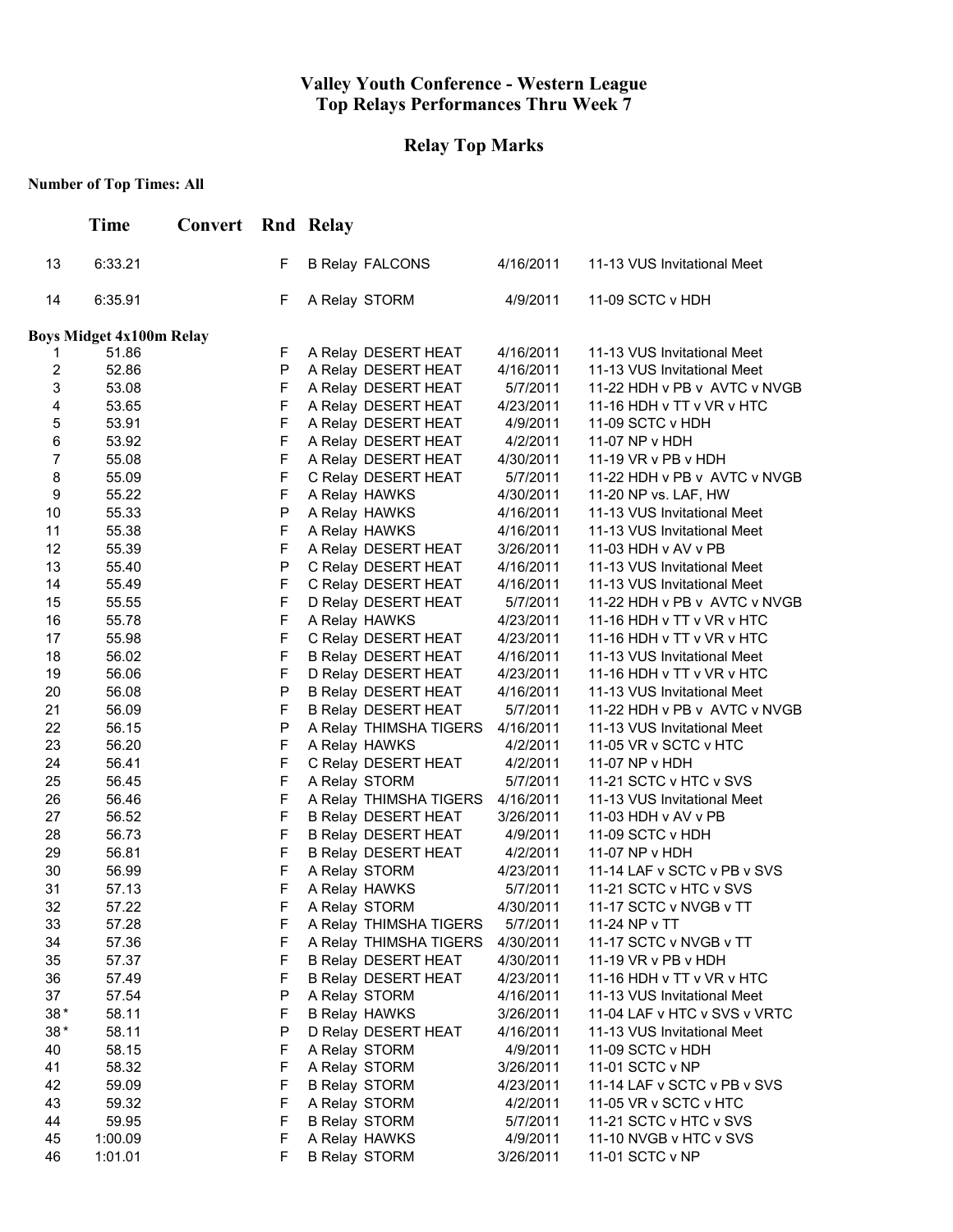# Valley Youth Conference - Western League
## Top Relays Performances Thru Week 7

## Relay Top Marks

**Number of Top Times: All**

| | Time | Convert | Rnd | Relay | | |
|---|---|---|---|---|---|---|
| 13 | 6:33.21 | | F | B Relay FALCONS | 4/16/2011 | 11-13 VUS Invitational Meet |
| 14 | 6:35.91 | | F | A Relay STORM | 4/9/2011 | 11-09 SCTC v HDH |

**Boys Midget 4x100m Relay**

| | Time | Convert | Rnd | Relay | | |
|---|---|---|---|---|---|---|
| 1 | 51.86 | | F | A Relay DESERT HEAT | 4/16/2011 | 11-13 VUS Invitational Meet |
| 2 | 52.86 | | P | A Relay DESERT HEAT | 4/16/2011 | 11-13 VUS Invitational Meet |
| 3 | 53.08 | | F | A Relay DESERT HEAT | 5/7/2011 | 11-22 HDH v PB v AVTC v NVGB |
| 4 | 53.65 | | F | A Relay DESERT HEAT | 4/23/2011 | 11-16 HDH v TT v VR v HTC |
| 5 | 53.91 | | F | A Relay DESERT HEAT | 4/9/2011 | 11-09 SCTC v HDH |
| 6 | 53.92 | | F | A Relay DESERT HEAT | 4/2/2011 | 11-07 NP v HDH |
| 7 | 55.08 | | F | A Relay DESERT HEAT | 4/30/2011 | 11-19 VR v PB v HDH |
| 8 | 55.09 | | F | C Relay DESERT HEAT | 5/7/2011 | 11-22 HDH v PB v AVTC v NVGB |
| 9 | 55.22 | | F | A Relay HAWKS | 4/30/2011 | 11-20 NP vs. LAF, HW |
| 10 | 55.33 | | P | A Relay HAWKS | 4/16/2011 | 11-13 VUS Invitational Meet |
| 11 | 55.38 | | F | A Relay HAWKS | 4/16/2011 | 11-13 VUS Invitational Meet |
| 12 | 55.39 | | F | A Relay DESERT HEAT | 3/26/2011 | 11-03 HDH v AV v PB |
| 13 | 55.40 | | P | C Relay DESERT HEAT | 4/16/2011 | 11-13 VUS Invitational Meet |
| 14 | 55.49 | | F | C Relay DESERT HEAT | 4/16/2011 | 11-13 VUS Invitational Meet |
| 15 | 55.55 | | F | D Relay DESERT HEAT | 5/7/2011 | 11-22 HDH v PB v AVTC v NVGB |
| 16 | 55.78 | | F | A Relay HAWKS | 4/23/2011 | 11-16 HDH v TT v VR v HTC |
| 17 | 55.98 | | F | C Relay DESERT HEAT | 4/23/2011 | 11-16 HDH v TT v VR v HTC |
| 18 | 56.02 | | F | B Relay DESERT HEAT | 4/16/2011 | 11-13 VUS Invitational Meet |
| 19 | 56.06 | | F | D Relay DESERT HEAT | 4/23/2011 | 11-16 HDH v TT v VR v HTC |
| 20 | 56.08 | | P | B Relay DESERT HEAT | 4/16/2011 | 11-13 VUS Invitational Meet |
| 21 | 56.09 | | F | B Relay DESERT HEAT | 5/7/2011 | 11-22 HDH v PB v AVTC v NVGB |
| 22 | 56.15 | | P | A Relay THIMSHA TIGERS | 4/16/2011 | 11-13 VUS Invitational Meet |
| 23 | 56.20 | | F | A Relay HAWKS | 4/2/2011 | 11-05 VR v SCTC v HTC |
| 24 | 56.41 | | F | C Relay DESERT HEAT | 4/2/2011 | 11-07 NP v HDH |
| 25 | 56.45 | | F | A Relay STORM | 5/7/2011 | 11-21 SCTC v HTC v SVS |
| 26 | 56.46 | | F | A Relay THIMSHA TIGERS | 4/16/2011 | 11-13 VUS Invitational Meet |
| 27 | 56.52 | | F | B Relay DESERT HEAT | 3/26/2011 | 11-03 HDH v AV v PB |
| 28 | 56.73 | | F | B Relay DESERT HEAT | 4/9/2011 | 11-09 SCTC v HDH |
| 29 | 56.81 | | F | B Relay DESERT HEAT | 4/2/2011 | 11-07 NP v HDH |
| 30 | 56.99 | | F | A Relay STORM | 4/23/2011 | 11-14 LAF v SCTC v PB v SVS |
| 31 | 57.13 | | F | A Relay HAWKS | 5/7/2011 | 11-21 SCTC v HTC v SVS |
| 32 | 57.22 | | F | A Relay STORM | 4/30/2011 | 11-17 SCTC v NVGB v TT |
| 33 | 57.28 | | F | A Relay THIMSHA TIGERS | 5/7/2011 | 11-24 NP v TT |
| 34 | 57.36 | | F | A Relay THIMSHA TIGERS | 4/30/2011 | 11-17 SCTC v NVGB v TT |
| 35 | 57.37 | | F | B Relay DESERT HEAT | 4/30/2011 | 11-19 VR v PB v HDH |
| 36 | 57.49 | | F | B Relay DESERT HEAT | 4/23/2011 | 11-16 HDH v TT v VR v HTC |
| 37 | 57.54 | | P | A Relay STORM | 4/16/2011 | 11-13 VUS Invitational Meet |
| 38* | 58.11 | | F | B Relay HAWKS | 3/26/2011 | 11-04 LAF v HTC v SVS v VRTC |
| 38* | 58.11 | | P | D Relay DESERT HEAT | 4/16/2011 | 11-13 VUS Invitational Meet |
| 40 | 58.15 | | F | A Relay STORM | 4/9/2011 | 11-09 SCTC v HDH |
| 41 | 58.32 | | F | A Relay STORM | 3/26/2011 | 11-01 SCTC v NP |
| 42 | 59.09 | | F | B Relay STORM | 4/23/2011 | 11-14 LAF v SCTC v PB v SVS |
| 43 | 59.32 | | F | A Relay STORM | 4/2/2011 | 11-05 VR v SCTC v HTC |
| 44 | 59.95 | | F | B Relay STORM | 5/7/2011 | 11-21 SCTC v HTC v SVS |
| 45 | 1:00.09 | | F | A Relay HAWKS | 4/9/2011 | 11-10 NVGB v HTC v SVS |
| 46 | 1:01.01 | | F | B Relay STORM | 3/26/2011 | 11-01 SCTC v NP |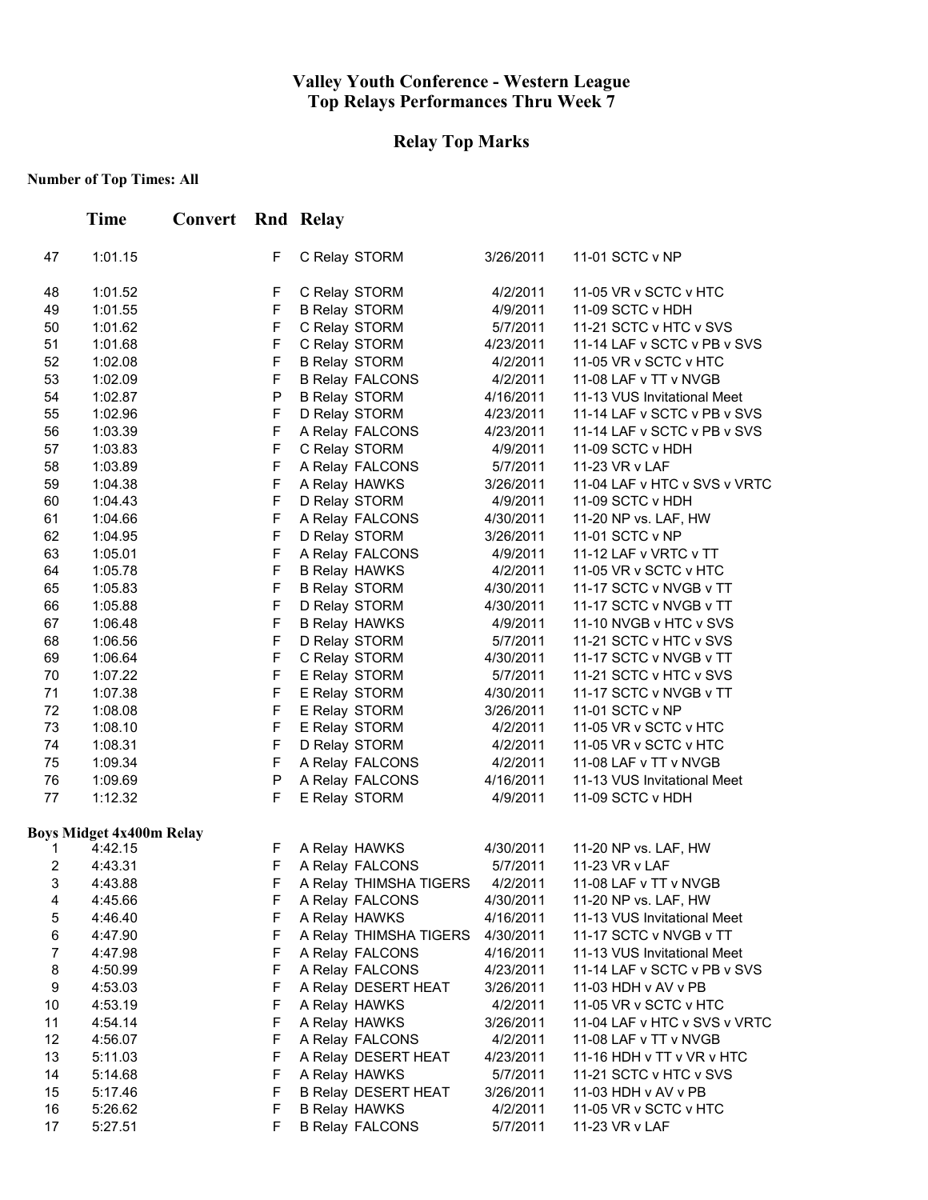# Valley Youth Conference - Western League
# Top Relays Performances Thru Week 7

## Relay Top Marks

**Number of Top Times: All**

| | Time | Convert | Rnd | Relay | | |
|---|---|---|---|---|---|---|
| 47 | 1:01.15 | | F | C Relay STORM | 3/26/2011 | 11-01 SCTC v NP |
| 48 | 1:01.52 | | F | C Relay STORM | 4/2/2011 | 11-05 VR v SCTC v HTC |
| 49 | 1:01.55 | | F | B Relay STORM | 4/9/2011 | 11-09 SCTC v HDH |
| 50 | 1:01.62 | | F | C Relay STORM | 5/7/2011 | 11-21 SCTC v HTC v SVS |
| 51 | 1:01.68 | | F | C Relay STORM | 4/23/2011 | 11-14 LAF v SCTC v PB v SVS |
| 52 | 1:02.08 | | F | B Relay STORM | 4/2/2011 | 11-05 VR v SCTC v HTC |
| 53 | 1:02.09 | | F | B Relay FALCONS | 4/2/2011 | 11-08 LAF v TT v NVGB |
| 54 | 1:02.87 | | P | B Relay STORM | 4/16/2011 | 11-13 VUS Invitational Meet |
| 55 | 1:02.96 | | F | D Relay STORM | 4/23/2011 | 11-14 LAF v SCTC v PB v SVS |
| 56 | 1:03.39 | | F | A Relay FALCONS | 4/23/2011 | 11-14 LAF v SCTC v PB v SVS |
| 57 | 1:03.83 | | F | C Relay STORM | 4/9/2011 | 11-09 SCTC v HDH |
| 58 | 1:03.89 | | F | A Relay FALCONS | 5/7/2011 | 11-23 VR v LAF |
| 59 | 1:04.38 | | F | A Relay HAWKS | 3/26/2011 | 11-04 LAF v HTC v SVS v VRTC |
| 60 | 1:04.43 | | F | D Relay STORM | 4/9/2011 | 11-09 SCTC v HDH |
| 61 | 1:04.66 | | F | A Relay FALCONS | 4/30/2011 | 11-20 NP vs. LAF, HW |
| 62 | 1:04.95 | | F | D Relay STORM | 3/26/2011 | 11-01 SCTC v NP |
| 63 | 1:05.01 | | F | A Relay FALCONS | 4/9/2011 | 11-12 LAF v VRTC v TT |
| 64 | 1:05.78 | | F | B Relay HAWKS | 4/2/2011 | 11-05 VR v SCTC v HTC |
| 65 | 1:05.83 | | F | B Relay STORM | 4/30/2011 | 11-17 SCTC v NVGB v TT |
| 66 | 1:05.88 | | F | D Relay STORM | 4/30/2011 | 11-17 SCTC v NVGB v TT |
| 67 | 1:06.48 | | F | B Relay HAWKS | 4/9/2011 | 11-10 NVGB v HTC v SVS |
| 68 | 1:06.56 | | F | D Relay STORM | 5/7/2011 | 11-21 SCTC v HTC v SVS |
| 69 | 1:06.64 | | F | C Relay STORM | 4/30/2011 | 11-17 SCTC v NVGB v TT |
| 70 | 1:07.22 | | F | E Relay STORM | 5/7/2011 | 11-21 SCTC v HTC v SVS |
| 71 | 1:07.38 | | F | E Relay STORM | 4/30/2011 | 11-17 SCTC v NVGB v TT |
| 72 | 1:08.08 | | F | E Relay STORM | 3/26/2011 | 11-01 SCTC v NP |
| 73 | 1:08.10 | | F | E Relay STORM | 4/2/2011 | 11-05 VR v SCTC v HTC |
| 74 | 1:08.31 | | F | D Relay STORM | 4/2/2011 | 11-05 VR v SCTC v HTC |
| 75 | 1:09.34 | | F | A Relay FALCONS | 4/2/2011 | 11-08 LAF v TT v NVGB |
| 76 | 1:09.69 | | P | A Relay FALCONS | 4/16/2011 | 11-13 VUS Invitational Meet |
| 77 | 1:12.32 | | F | E Relay STORM | 4/9/2011 | 11-09 SCTC v HDH |

**Boys Midget 4x400m Relay**

| | Time | Convert | Rnd | Relay | | |
|---|---|---|---|---|---|---|
| 1 | 4:42.15 | | F | A Relay HAWKS | 4/30/2011 | 11-20 NP vs. LAF, HW |
| 2 | 4:43.31 | | F | A Relay FALCONS | 5/7/2011 | 11-23 VR v LAF |
| 3 | 4:43.88 | | F | A Relay THIMSHA TIGERS | 4/2/2011 | 11-08 LAF v TT v NVGB |
| 4 | 4:45.66 | | F | A Relay FALCONS | 4/30/2011 | 11-20 NP vs. LAF, HW |
| 5 | 4:46.40 | | F | A Relay HAWKS | 4/16/2011 | 11-13 VUS Invitational Meet |
| 6 | 4:47.90 | | F | A Relay THIMSHA TIGERS | 4/30/2011 | 11-17 SCTC v NVGB v TT |
| 7 | 4:47.98 | | F | A Relay FALCONS | 4/16/2011 | 11-13 VUS Invitational Meet |
| 8 | 4:50.99 | | F | A Relay FALCONS | 4/23/2011 | 11-14 LAF v SCTC v PB v SVS |
| 9 | 4:53.03 | | F | A Relay DESERT HEAT | 3/26/2011 | 11-03 HDH v AV v PB |
| 10 | 4:53.19 | | F | A Relay HAWKS | 4/2/2011 | 11-05 VR v SCTC v HTC |
| 11 | 4:54.14 | | F | A Relay HAWKS | 3/26/2011 | 11-04 LAF v HTC v SVS v VRTC |
| 12 | 4:56.07 | | F | A Relay FALCONS | 4/2/2011 | 11-08 LAF v TT v NVGB |
| 13 | 5:11.03 | | F | A Relay DESERT HEAT | 4/23/2011 | 11-16 HDH v TT v VR v HTC |
| 14 | 5:14.68 | | F | A Relay HAWKS | 5/7/2011 | 11-21 SCTC v HTC v SVS |
| 15 | 5:17.46 | | F | B Relay DESERT HEAT | 3/26/2011 | 11-03 HDH v AV v PB |
| 16 | 5:26.62 | | F | B Relay HAWKS | 4/2/2011 | 11-05 VR v SCTC v HTC |
| 17 | 5:27.51 | | F | B Relay FALCONS | 5/7/2011 | 11-23 VR v LAF |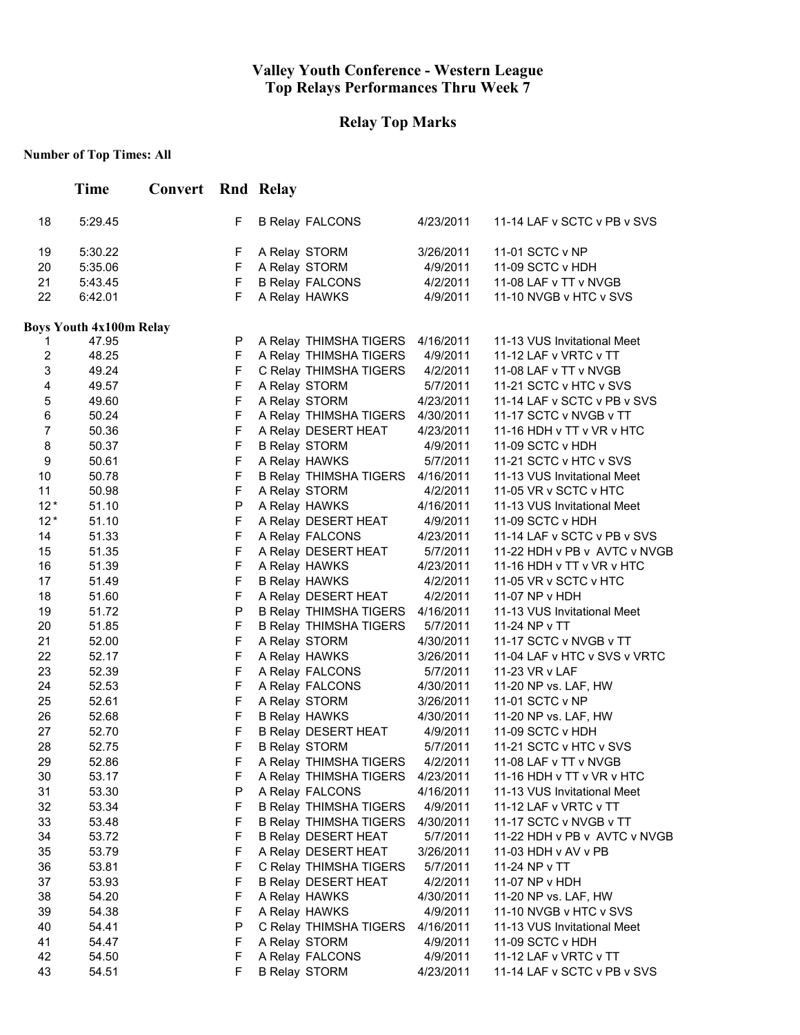## Valley Youth Conference - Western League
## Top Relays Performances Thru Week 7

### Relay Top Marks

**Number of Top Times: All**

| | Time | Convert | Rnd | Relay | | |
|---|---|---|---|---|---|---|
| 18 | 5:29.45 | | F | B Relay FALCONS | 4/23/2011 | 11-14 LAF v SCTC v PB v SVS |
| 19 | 5:30.22 | | F | A Relay STORM | 3/26/2011 | 11-01 SCTC v NP |
| 20 | 5:35.06 | | F | A Relay STORM | 4/9/2011 | 11-09 SCTC v HDH |
| 21 | 5:43.45 | | F | B Relay FALCONS | 4/2/2011 | 11-08 LAF v TT v NVGB |
| 22 | 6:42.01 | | F | A Relay HAWKS | 4/9/2011 | 11-10 NVGB v HTC v SVS |

**Boys Youth 4x100m Relay**

| | Time | Convert | Rnd | Relay | | |
|---|---|---|---|---|---|---|
| 1 | 47.95 | | P | A Relay THIMSHA TIGERS | 4/16/2011 | 11-13 VUS Invitational Meet |
| 2 | 48.25 | | F | A Relay THIMSHA TIGERS | 4/9/2011 | 11-12 LAF v VRTC v TT |
| 3 | 49.24 | | F | C Relay THIMSHA TIGERS | 4/2/2011 | 11-08 LAF v TT v NVGB |
| 4 | 49.57 | | F | A Relay STORM | 5/7/2011 | 11-21 SCTC v HTC v SVS |
| 5 | 49.60 | | F | A Relay STORM | 4/23/2011 | 11-14 LAF v SCTC v PB v SVS |
| 6 | 50.24 | | F | A Relay THIMSHA TIGERS | 4/30/2011 | 11-17 SCTC v NVGB v TT |
| 7 | 50.36 | | F | A Relay DESERT HEAT | 4/23/2011 | 11-16 HDH v TT v VR v HTC |
| 8 | 50.37 | | F | B Relay STORM | 4/9/2011 | 11-09 SCTC v HDH |
| 9 | 50.61 | | F | A Relay HAWKS | 5/7/2011 | 11-21 SCTC v HTC v SVS |
| 10 | 50.78 | | F | B Relay THIMSHA TIGERS | 4/16/2011 | 11-13 VUS Invitational Meet |
| 11 | 50.98 | | F | A Relay STORM | 4/2/2011 | 11-05 VR v SCTC v HTC |
| 12* | 51.10 | | P | A Relay HAWKS | 4/16/2011 | 11-13 VUS Invitational Meet |
| 12* | 51.10 | | F | A Relay DESERT HEAT | 4/9/2011 | 11-09 SCTC v HDH |
| 14 | 51.33 | | F | A Relay FALCONS | 4/23/2011 | 11-14 LAF v SCTC v PB v SVS |
| 15 | 51.35 | | F | A Relay DESERT HEAT | 5/7/2011 | 11-22 HDH v PB v AVTC v NVGB |
| 16 | 51.39 | | F | A Relay HAWKS | 4/23/2011 | 11-16 HDH v TT v VR v HTC |
| 17 | 51.49 | | F | B Relay HAWKS | 4/2/2011 | 11-05 VR v SCTC v HTC |
| 18 | 51.60 | | F | A Relay DESERT HEAT | 4/2/2011 | 11-07 NP v HDH |
| 19 | 51.72 | | P | B Relay THIMSHA TIGERS | 4/16/2011 | 11-13 VUS Invitational Meet |
| 20 | 51.85 | | F | B Relay THIMSHA TIGERS | 5/7/2011 | 11-24 NP v TT |
| 21 | 52.00 | | F | A Relay STORM | 4/30/2011 | 11-17 SCTC v NVGB v TT |
| 22 | 52.17 | | F | A Relay HAWKS | 3/26/2011 | 11-04 LAF v HTC v SVS v VRTC |
| 23 | 52.39 | | F | A Relay FALCONS | 5/7/2011 | 11-23 VR v LAF |
| 24 | 52.53 | | F | A Relay FALCONS | 4/30/2011 | 11-20 NP vs. LAF, HW |
| 25 | 52.61 | | F | A Relay STORM | 3/26/2011 | 11-01 SCTC v NP |
| 26 | 52.68 | | F | B Relay HAWKS | 4/30/2011 | 11-20 NP vs. LAF, HW |
| 27 | 52.70 | | F | B Relay DESERT HEAT | 4/9/2011 | 11-09 SCTC v HDH |
| 28 | 52.75 | | F | B Relay STORM | 5/7/2011 | 11-21 SCTC v HTC v SVS |
| 29 | 52.86 | | F | A Relay THIMSHA TIGERS | 4/2/2011 | 11-08 LAF v TT v NVGB |
| 30 | 53.17 | | F | A Relay THIMSHA TIGERS | 4/23/2011 | 11-16 HDH v TT v VR v HTC |
| 31 | 53.30 | | P | A Relay FALCONS | 4/16/2011 | 11-13 VUS Invitational Meet |
| 32 | 53.34 | | F | B Relay THIMSHA TIGERS | 4/9/2011 | 11-12 LAF v VRTC v TT |
| 33 | 53.48 | | F | B Relay THIMSHA TIGERS | 4/30/2011 | 11-17 SCTC v NVGB v TT |
| 34 | 53.72 | | F | B Relay DESERT HEAT | 5/7/2011 | 11-22 HDH v PB v AVTC v NVGB |
| 35 | 53.79 | | F | A Relay DESERT HEAT | 3/26/2011 | 11-03 HDH v AV v PB |
| 36 | 53.81 | | F | C Relay THIMSHA TIGERS | 5/7/2011 | 11-24 NP v TT |
| 37 | 53.93 | | F | B Relay DESERT HEAT | 4/2/2011 | 11-07 NP v HDH |
| 38 | 54.20 | | F | A Relay HAWKS | 4/30/2011 | 11-20 NP vs. LAF, HW |
| 39 | 54.38 | | F | A Relay HAWKS | 4/9/2011 | 11-10 NVGB v HTC v SVS |
| 40 | 54.41 | | P | C Relay THIMSHA TIGERS | 4/16/2011 | 11-13 VUS Invitational Meet |
| 41 | 54.47 | | F | A Relay STORM | 4/9/2011 | 11-09 SCTC v HDH |
| 42 | 54.50 | | F | A Relay FALCONS | 4/9/2011 | 11-12 LAF v VRTC v TT |
| 43 | 54.51 | | F | B Relay STORM | 4/23/2011 | 11-14 LAF v SCTC v PB v SVS |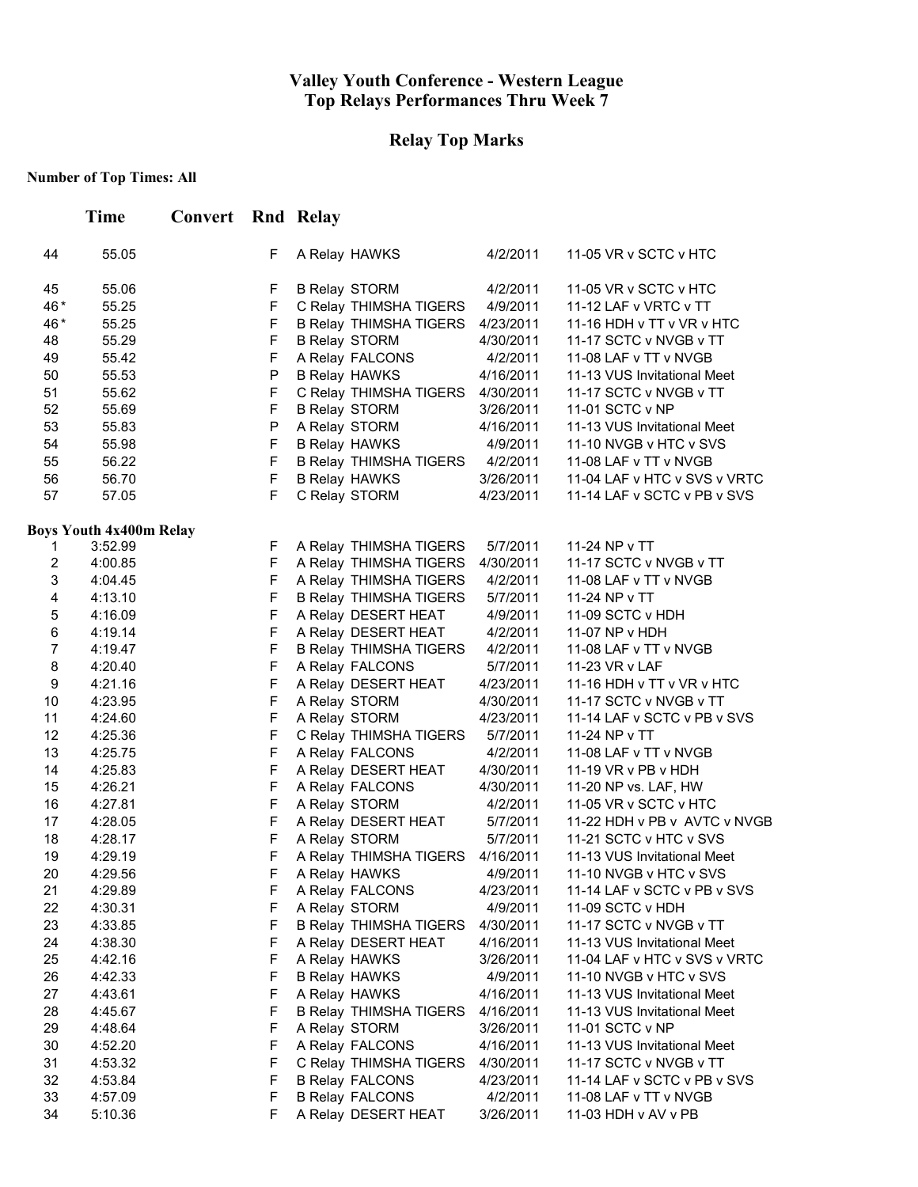# Valley Youth Conference - Western League
# Top Relays Performances Thru Week 7

## Relay Top Marks

**Number of Top Times: All**

| | Time | Convert | Rnd | Relay | | |
|---|---|---|---|---|---|---|
| 44 | 55.05 | | F | A Relay HAWKS | 4/2/2011 | 11-05 VR v SCTC v HTC |
| 45 | 55.06 | | F | B Relay STORM | 4/2/2011 | 11-05 VR v SCTC v HTC |
| 46* | 55.25 | | F | C Relay THIMSHA TIGERS | 4/9/2011 | 11-12 LAF v VRTC v TT |
| 46* | 55.25 | | F | B Relay THIMSHA TIGERS | 4/23/2011 | 11-16 HDH v TT v VR v HTC |
| 48 | 55.29 | | F | B Relay STORM | 4/30/2011 | 11-17 SCTC v NVGB v TT |
| 49 | 55.42 | | F | A Relay FALCONS | 4/2/2011 | 11-08 LAF v TT v NVGB |
| 50 | 55.53 | | P | B Relay HAWKS | 4/16/2011 | 11-13 VUS Invitational Meet |
| 51 | 55.62 | | F | C Relay THIMSHA TIGERS | 4/30/2011 | 11-17 SCTC v NVGB v TT |
| 52 | 55.69 | | F | B Relay STORM | 3/26/2011 | 11-01 SCTC v NP |
| 53 | 55.83 | | P | A Relay STORM | 4/16/2011 | 11-13 VUS Invitational Meet |
| 54 | 55.98 | | F | B Relay HAWKS | 4/9/2011 | 11-10 NVGB v HTC v SVS |
| 55 | 56.22 | | F | B Relay THIMSHA TIGERS | 4/2/2011 | 11-08 LAF v TT v NVGB |
| 56 | 56.70 | | F | B Relay HAWKS | 3/26/2011 | 11-04 LAF v HTC v SVS v VRTC |
| 57 | 57.05 | | F | C Relay STORM | 4/23/2011 | 11-14 LAF v SCTC v PB v SVS |

**Boys Youth 4x400m Relay**

| | Time | Convert | Rnd | Relay | | |
|---|---|---|---|---|---|---|
| 1 | 3:52.99 | | F | A Relay THIMSHA TIGERS | 5/7/2011 | 11-24 NP v TT |
| 2 | 4:00.85 | | F | A Relay THIMSHA TIGERS | 4/30/2011 | 11-17 SCTC v NVGB v TT |
| 3 | 4:04.45 | | F | A Relay THIMSHA TIGERS | 4/2/2011 | 11-08 LAF v TT v NVGB |
| 4 | 4:13.10 | | F | B Relay THIMSHA TIGERS | 5/7/2011 | 11-24 NP v TT |
| 5 | 4:16.09 | | F | A Relay DESERT HEAT | 4/9/2011 | 11-09 SCTC v HDH |
| 6 | 4:19.14 | | F | A Relay DESERT HEAT | 4/2/2011 | 11-07 NP v HDH |
| 7 | 4:19.47 | | F | B Relay THIMSHA TIGERS | 4/2/2011 | 11-08 LAF v TT v NVGB |
| 8 | 4:20.40 | | F | A Relay FALCONS | 5/7/2011 | 11-23 VR v LAF |
| 9 | 4:21.16 | | F | A Relay DESERT HEAT | 4/23/2011 | 11-16 HDH v TT v VR v HTC |
| 10 | 4:23.95 | | F | A Relay STORM | 4/30/2011 | 11-17 SCTC v NVGB v TT |
| 11 | 4:24.60 | | F | A Relay STORM | 4/23/2011 | 11-14 LAF v SCTC v PB v SVS |
| 12 | 4:25.36 | | F | C Relay THIMSHA TIGERS | 5/7/2011 | 11-24 NP v TT |
| 13 | 4:25.75 | | F | A Relay FALCONS | 4/2/2011 | 11-08 LAF v TT v NVGB |
| 14 | 4:25.83 | | F | A Relay DESERT HEAT | 4/30/2011 | 11-19 VR v PB v HDH |
| 15 | 4:26.21 | | F | A Relay FALCONS | 4/30/2011 | 11-20 NP vs. LAF, HW |
| 16 | 4:27.81 | | F | A Relay STORM | 4/2/2011 | 11-05 VR v SCTC v HTC |
| 17 | 4:28.05 | | F | A Relay DESERT HEAT | 5/7/2011 | 11-22 HDH v PB v AVTC v NVGB |
| 18 | 4:28.17 | | F | A Relay STORM | 5/7/2011 | 11-21 SCTC v HTC v SVS |
| 19 | 4:29.19 | | F | A Relay THIMSHA TIGERS | 4/16/2011 | 11-13 VUS Invitational Meet |
| 20 | 4:29.56 | | F | A Relay HAWKS | 4/9/2011 | 11-10 NVGB v HTC v SVS |
| 21 | 4:29.89 | | F | A Relay FALCONS | 4/23/2011 | 11-14 LAF v SCTC v PB v SVS |
| 22 | 4:30.31 | | F | A Relay STORM | 4/9/2011 | 11-09 SCTC v HDH |
| 23 | 4:33.85 | | F | B Relay THIMSHA TIGERS | 4/30/2011 | 11-17 SCTC v NVGB v TT |
| 24 | 4:38.30 | | F | A Relay DESERT HEAT | 4/16/2011 | 11-13 VUS Invitational Meet |
| 25 | 4:42.16 | | F | A Relay HAWKS | 3/26/2011 | 11-04 LAF v HTC v SVS v VRTC |
| 26 | 4:42.33 | | F | B Relay HAWKS | 4/9/2011 | 11-10 NVGB v HTC v SVS |
| 27 | 4:43.61 | | F | A Relay HAWKS | 4/16/2011 | 11-13 VUS Invitational Meet |
| 28 | 4:45.67 | | F | B Relay THIMSHA TIGERS | 4/16/2011 | 11-13 VUS Invitational Meet |
| 29 | 4:48.64 | | F | A Relay STORM | 3/26/2011 | 11-01 SCTC v NP |
| 30 | 4:52.20 | | F | A Relay FALCONS | 4/16/2011 | 11-13 VUS Invitational Meet |
| 31 | 4:53.32 | | F | C Relay THIMSHA TIGERS | 4/30/2011 | 11-17 SCTC v NVGB v TT |
| 32 | 4:53.84 | | F | B Relay FALCONS | 4/23/2011 | 11-14 LAF v SCTC v PB v SVS |
| 33 | 4:57.09 | | F | B Relay FALCONS | 4/2/2011 | 11-08 LAF v TT v NVGB |
| 34 | 5:10.36 | | F | A Relay DESERT HEAT | 3/26/2011 | 11-03 HDH v AV v PB |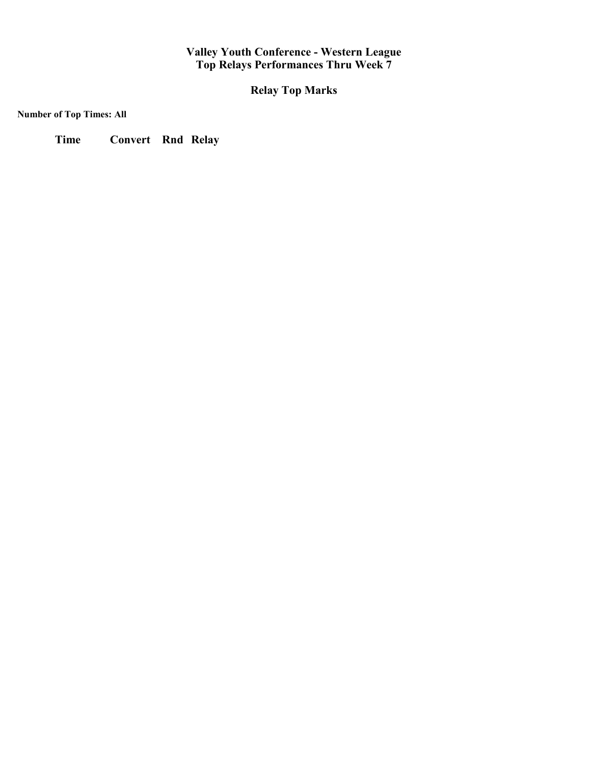# Valley Youth Conference - Western League
## Top Relays Performances Thru Week 7

### Relay Top Marks

**Number of Top Times: All**

| Time | Convert | Rnd | Relay |
| --- | --- | --- | --- |